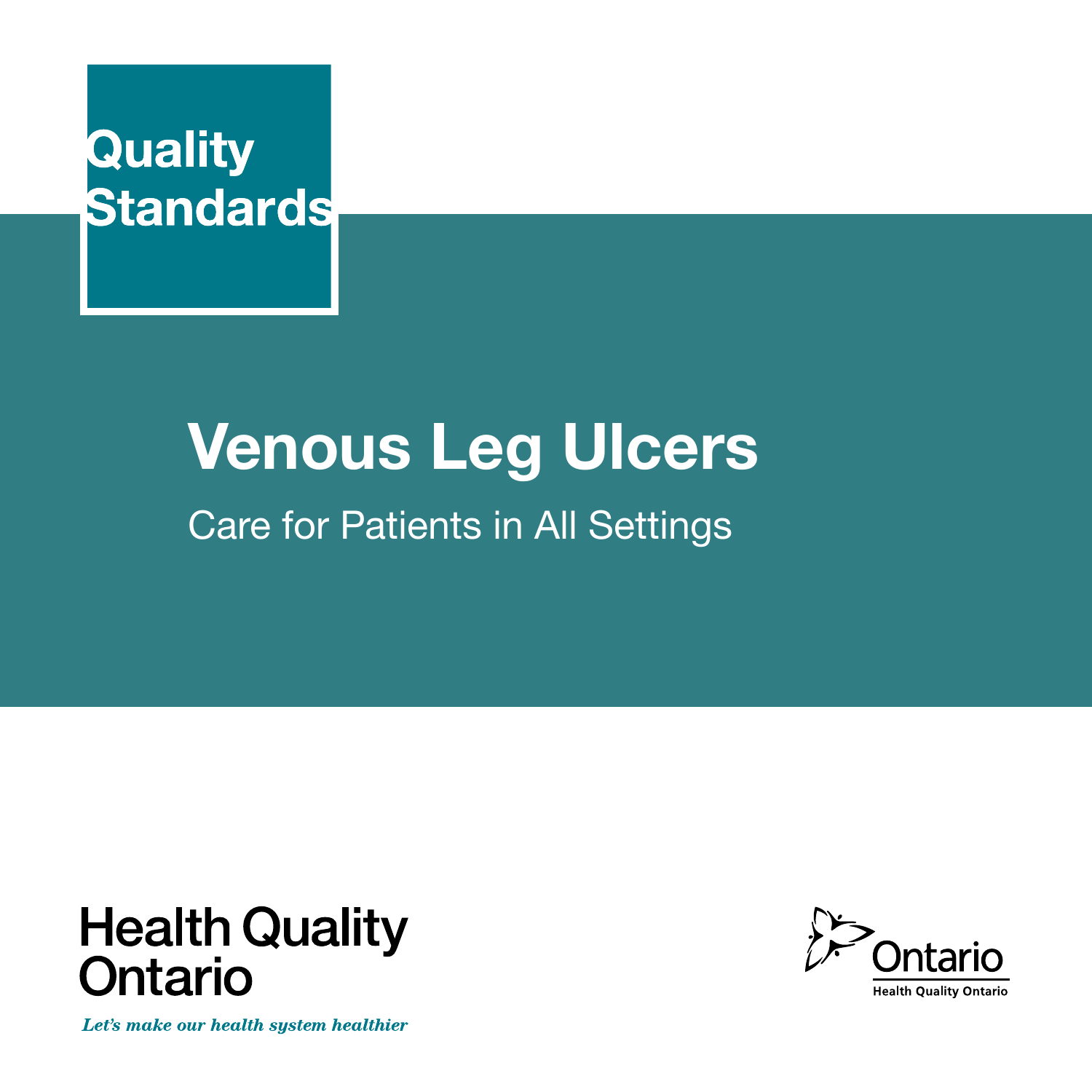Quality Standards

# Venous Leg Ulcers

Care for Patients in All Settings

Health Quality Ontario

*Let's make our health system healthier*

Ontario

Health Quality Ontario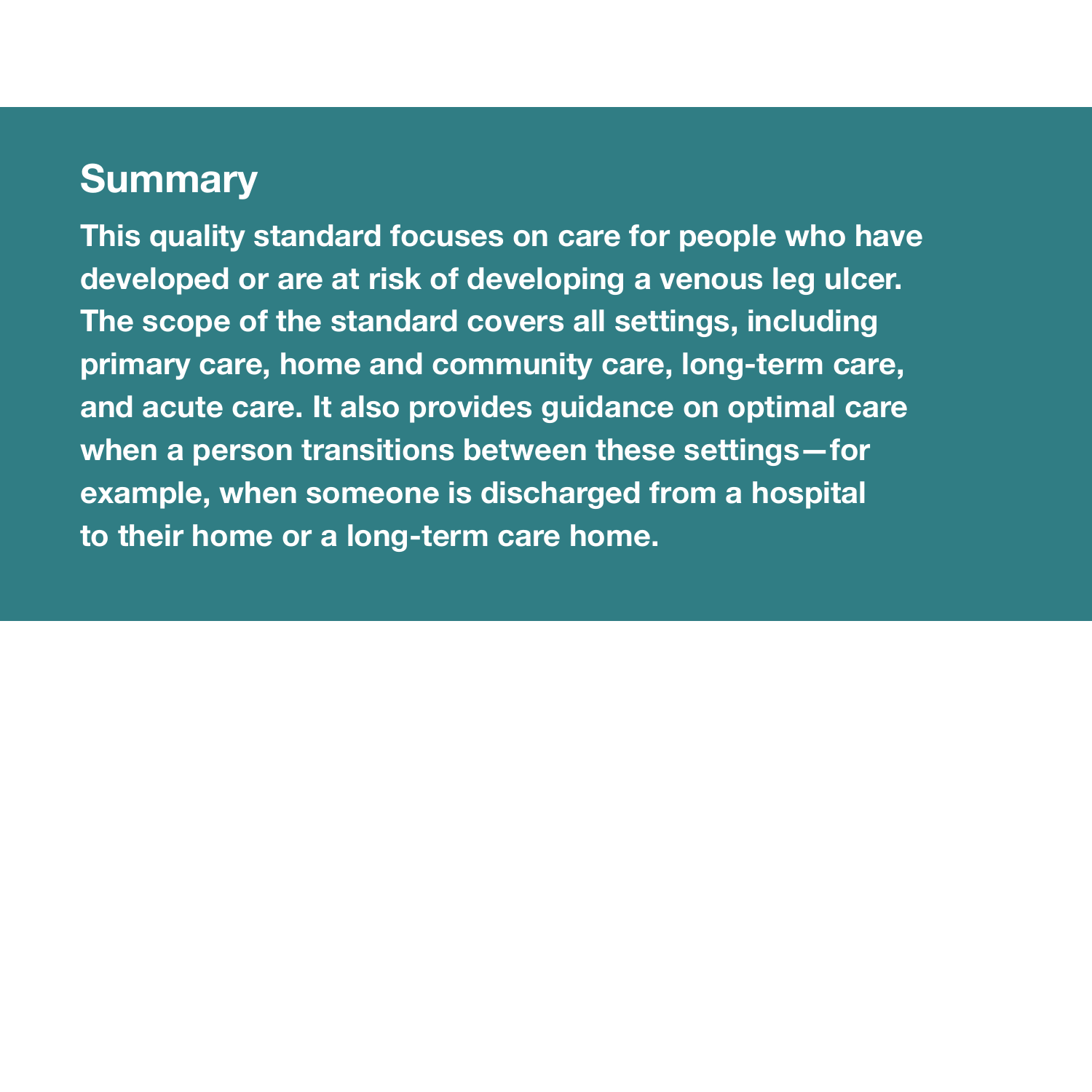## Summary

**This quality standard focuses on care for people who have developed or are at risk of developing a venous leg ulcer. The scope of the standard covers all settings, including primary care, home and community care, long-term care, and acute care. It also provides guidance on optimal care when a person transitions between these settings—for example, when someone is discharged from a hospital to their home or a long-term care home.**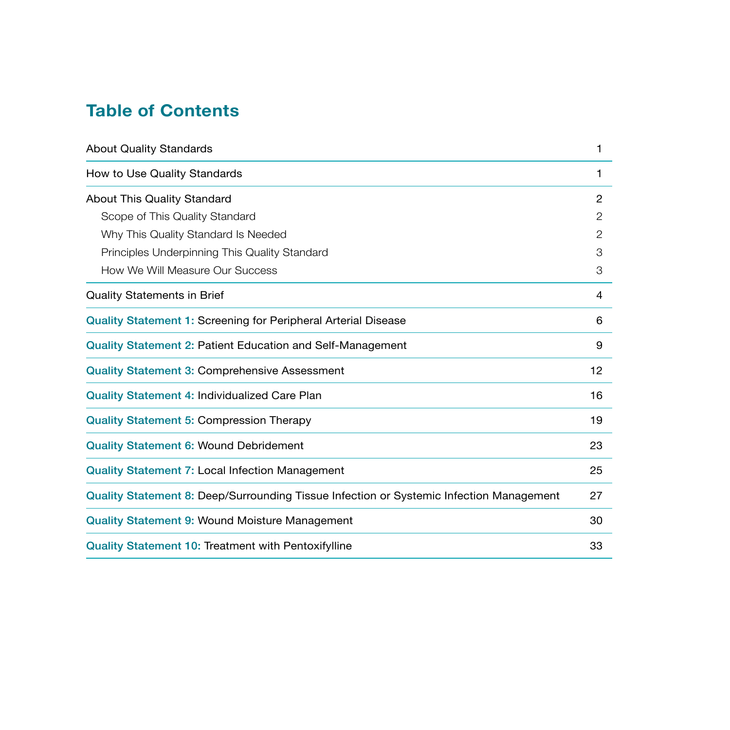# Table of Contents

| | |
|---|---|
| About Quality Standards | 1 |
| How to Use Quality Standards | 1 |
| About This Quality Standard | 2 |
| Scope of This Quality Standard | 2 |
| Why This Quality Standard Is Needed | 2 |
| Principles Underpinning This Quality Standard | 3 |
| How We Will Measure Our Success | 3 |
| Quality Statements in Brief | 4 |
| **Quality Statement 1:** Screening for Peripheral Arterial Disease | 6 |
| **Quality Statement 2:** Patient Education and Self-Management | 9 |
| **Quality Statement 3:** Comprehensive Assessment | 12 |
| **Quality Statement 4:** Individualized Care Plan | 16 |
| **Quality Statement 5:** Compression Therapy | 19 |
| **Quality Statement 6:** Wound Debridement | 23 |
| **Quality Statement 7:** Local Infection Management | 25 |
| **Quality Statement 8:** Deep/Surrounding Tissue Infection or Systemic Infection Management | 27 |
| **Quality Statement 9:** Wound Moisture Management | 30 |
| **Quality Statement 10:** Treatment with Pentoxifylline | 33 |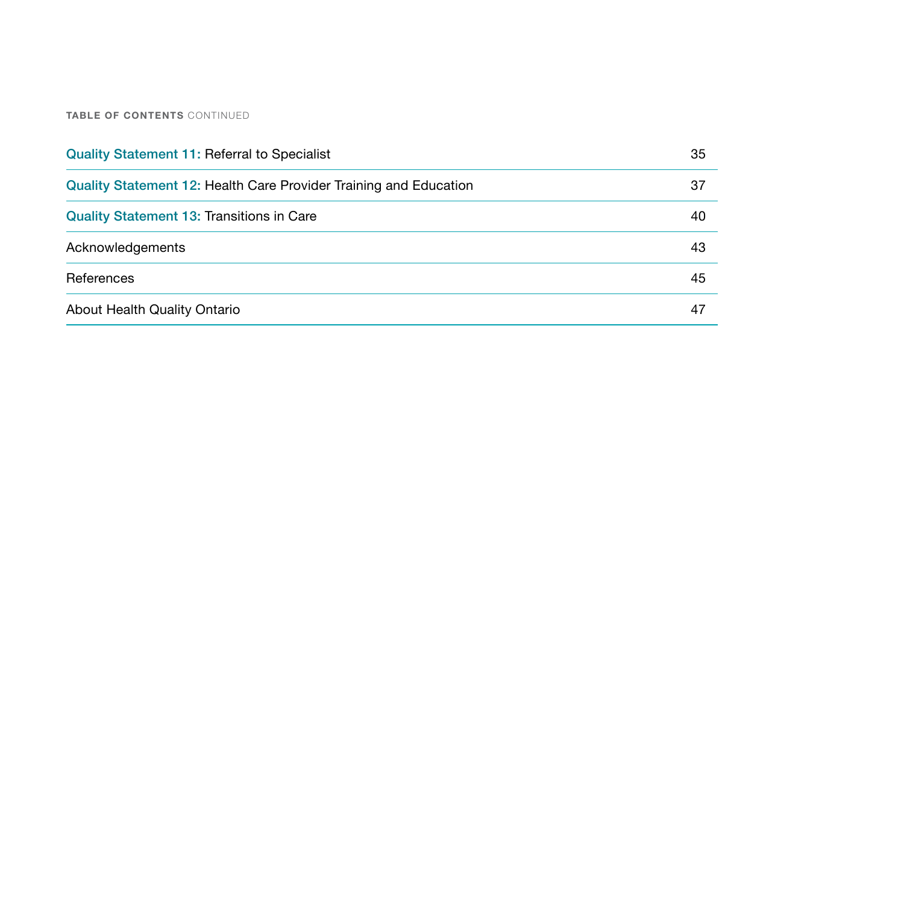**TABLE OF CONTENTS** CONTINUED

| | |
|---|---|
| **Quality Statement 11:** Referral to Specialist | 35 |
| **Quality Statement 12:** Health Care Provider Training and Education | 37 |
| **Quality Statement 13:** Transitions in Care | 40 |
| Acknowledgements | 43 |
| References | 45 |
| About Health Quality Ontario | 47 |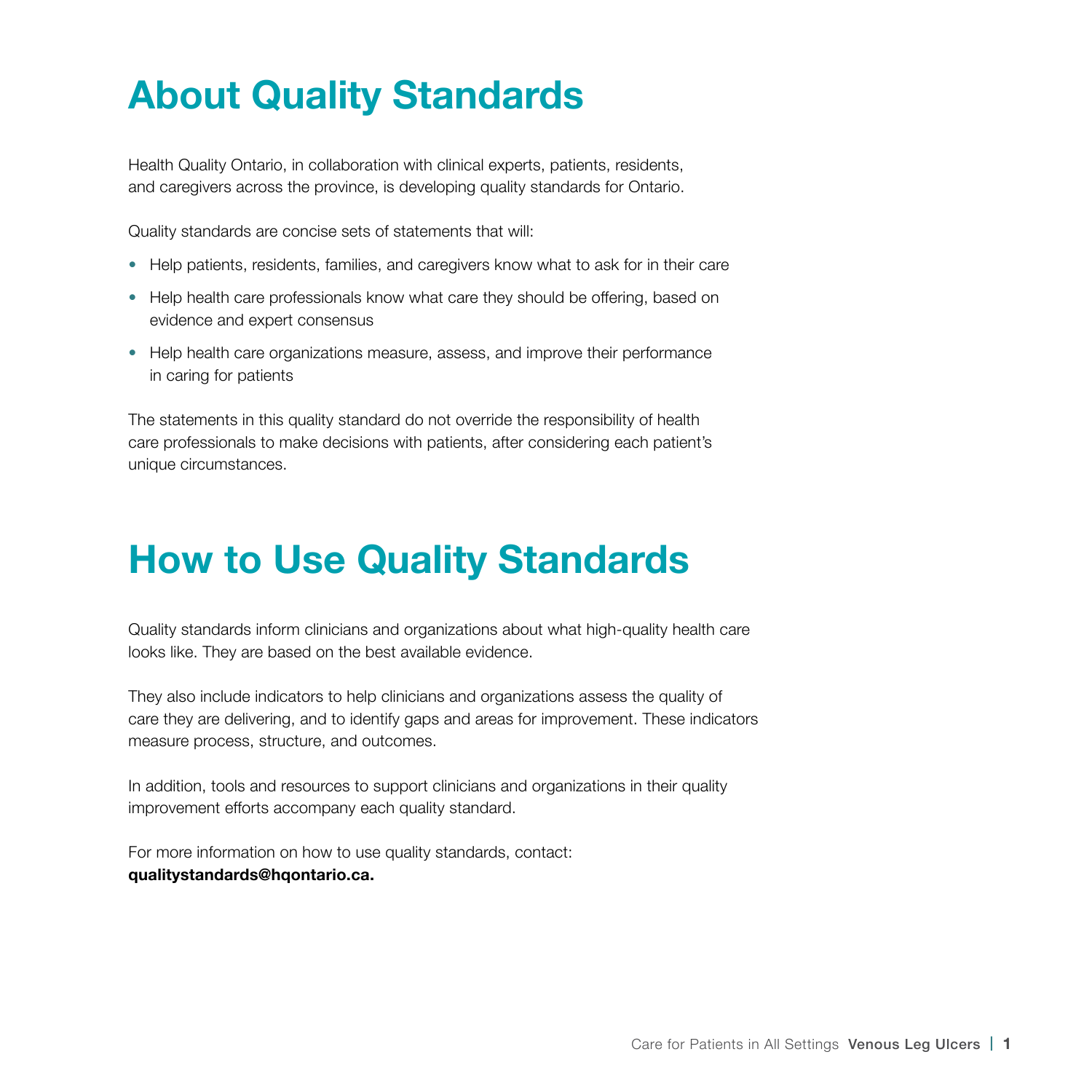# About Quality Standards

Health Quality Ontario, in collaboration with clinical experts, patients, residents, and caregivers across the province, is developing quality standards for Ontario.

Quality standards are concise sets of statements that will:

- Help patients, residents, families, and caregivers know what to ask for in their care
- Help health care professionals know what care they should be offering, based on evidence and expert consensus
- Help health care organizations measure, assess, and improve their performance in caring for patients

The statements in this quality standard do not override the responsibility of health care professionals to make decisions with patients, after considering each patient's unique circumstances.

# How to Use Quality Standards

Quality standards inform clinicians and organizations about what high-quality health care looks like. They are based on the best available evidence.

They also include indicators to help clinicians and organizations assess the quality of care they are delivering, and to identify gaps and areas for improvement. These indicators measure process, structure, and outcomes.

In addition, tools and resources to support clinicians and organizations in their quality improvement efforts accompany each quality standard.

For more information on how to use quality standards, contact:
**qualitystandards@hqontario.ca.**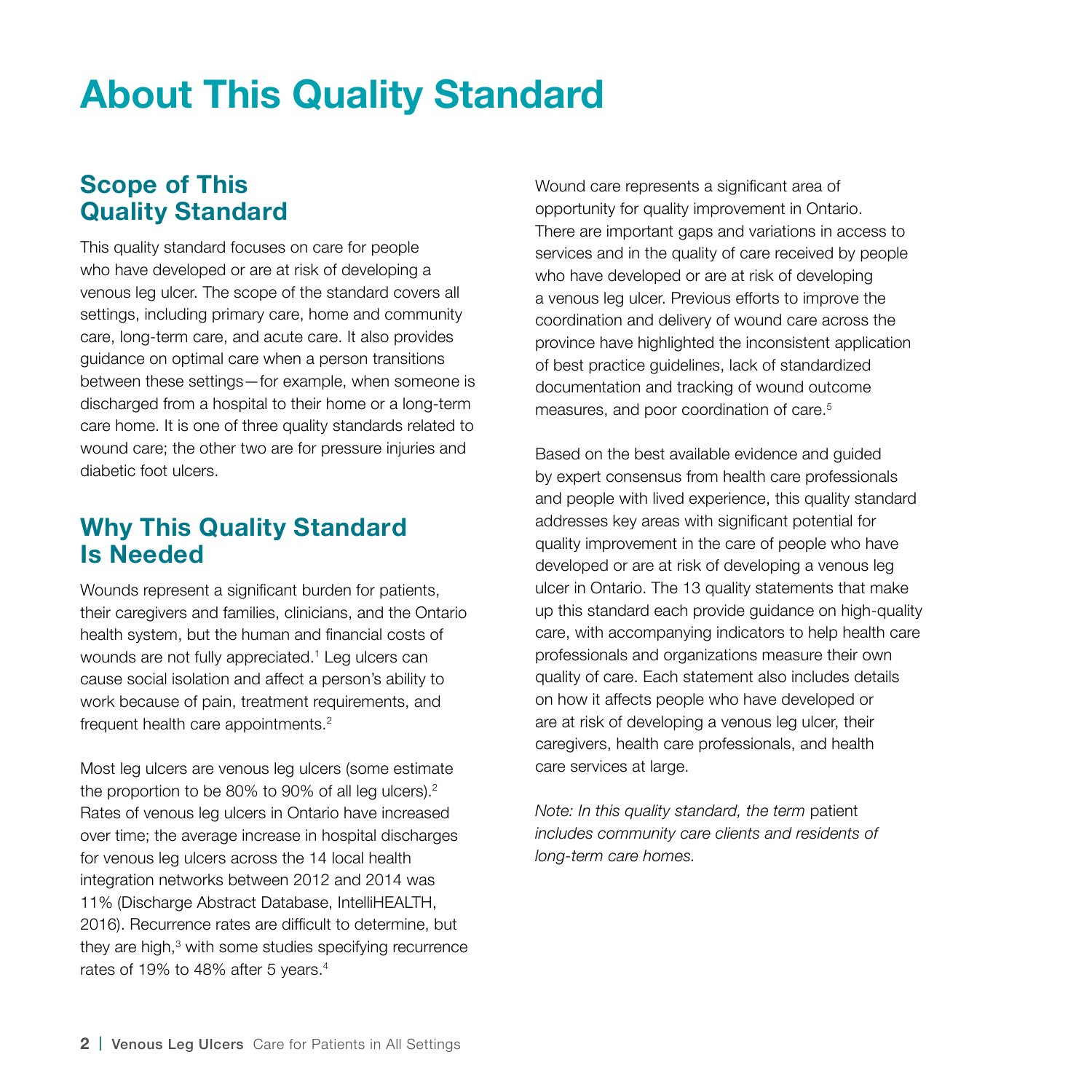# About This Quality Standard

## Scope of This Quality Standard

This quality standard focuses on care for people who have developed or are at risk of developing a venous leg ulcer. The scope of the standard covers all settings, including primary care, home and community care, long-term care, and acute care. It also provides guidance on optimal care when a person transitions between these settings—for example, when someone is discharged from a hospital to their home or a long-term care home. It is one of three quality standards related to wound care; the other two are for pressure injuries and diabetic foot ulcers.

## Why This Quality Standard Is Needed

Wounds represent a significant burden for patients, their caregivers and families, clinicians, and the Ontario health system, but the human and financial costs of wounds are not fully appreciated.[1] Leg ulcers can cause social isolation and affect a person's ability to work because of pain, treatment requirements, and frequent health care appointments.[2]

Most leg ulcers are venous leg ulcers (some estimate the proportion to be 80% to 90% of all leg ulcers).[2] Rates of venous leg ulcers in Ontario have increased over time; the average increase in hospital discharges for venous leg ulcers across the 14 local health integration networks between 2012 and 2014 was 11% (Discharge Abstract Database, IntelliHEALTH, 2016). Recurrence rates are difficult to determine, but they are high,[3] with some studies specifying recurrence rates of 19% to 48% after 5 years.[4]

Wound care represents a significant area of opportunity for quality improvement in Ontario. There are important gaps and variations in access to services and in the quality of care received by people who have developed or are at risk of developing a venous leg ulcer. Previous efforts to improve the coordination and delivery of wound care across the province have highlighted the inconsistent application of best practice guidelines, lack of standardized documentation and tracking of wound outcome measures, and poor coordination of care.[5]

Based on the best available evidence and guided by expert consensus from health care professionals and people with lived experience, this quality standard addresses key areas with significant potential for quality improvement in the care of people who have developed or are at risk of developing a venous leg ulcer in Ontario. The 13 quality statements that make up this standard each provide guidance on high-quality care, with accompanying indicators to help health care professionals and organizations measure their own quality of care. Each statement also includes details on how it affects people who have developed or are at risk of developing a venous leg ulcer, their caregivers, health care professionals, and health care services at large.

*Note: In this quality standard, the term* patient *includes community care clients and residents of long-term care homes.*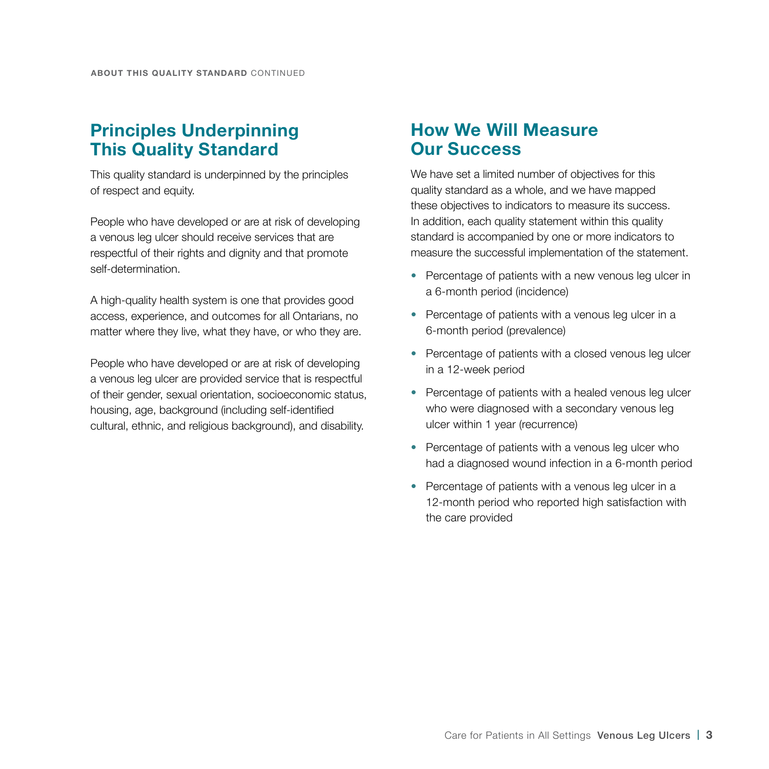## Principles Underpinning This Quality Standard

This quality standard is underpinned by the principles of respect and equity.

People who have developed or are at risk of developing a venous leg ulcer should receive services that are respectful of their rights and dignity and that promote self-determination.

A high-quality health system is one that provides good access, experience, and outcomes for all Ontarians, no matter where they live, what they have, or who they are.

People who have developed or are at risk of developing a venous leg ulcer are provided service that is respectful of their gender, sexual orientation, socioeconomic status, housing, age, background (including self-identified cultural, ethnic, and religious background), and disability.

## How We Will Measure Our Success

We have set a limited number of objectives for this quality standard as a whole, and we have mapped these objectives to indicators to measure its success. In addition, each quality statement within this quality standard is accompanied by one or more indicators to measure the successful implementation of the statement.

- Percentage of patients with a new venous leg ulcer in a 6-month period (incidence)
- Percentage of patients with a venous leg ulcer in a 6-month period (prevalence)
- Percentage of patients with a closed venous leg ulcer in a 12-week period
- Percentage of patients with a healed venous leg ulcer who were diagnosed with a secondary venous leg ulcer within 1 year (recurrence)
- Percentage of patients with a venous leg ulcer who had a diagnosed wound infection in a 6-month period
- Percentage of patients with a venous leg ulcer in a 12-month period who reported high satisfaction with the care provided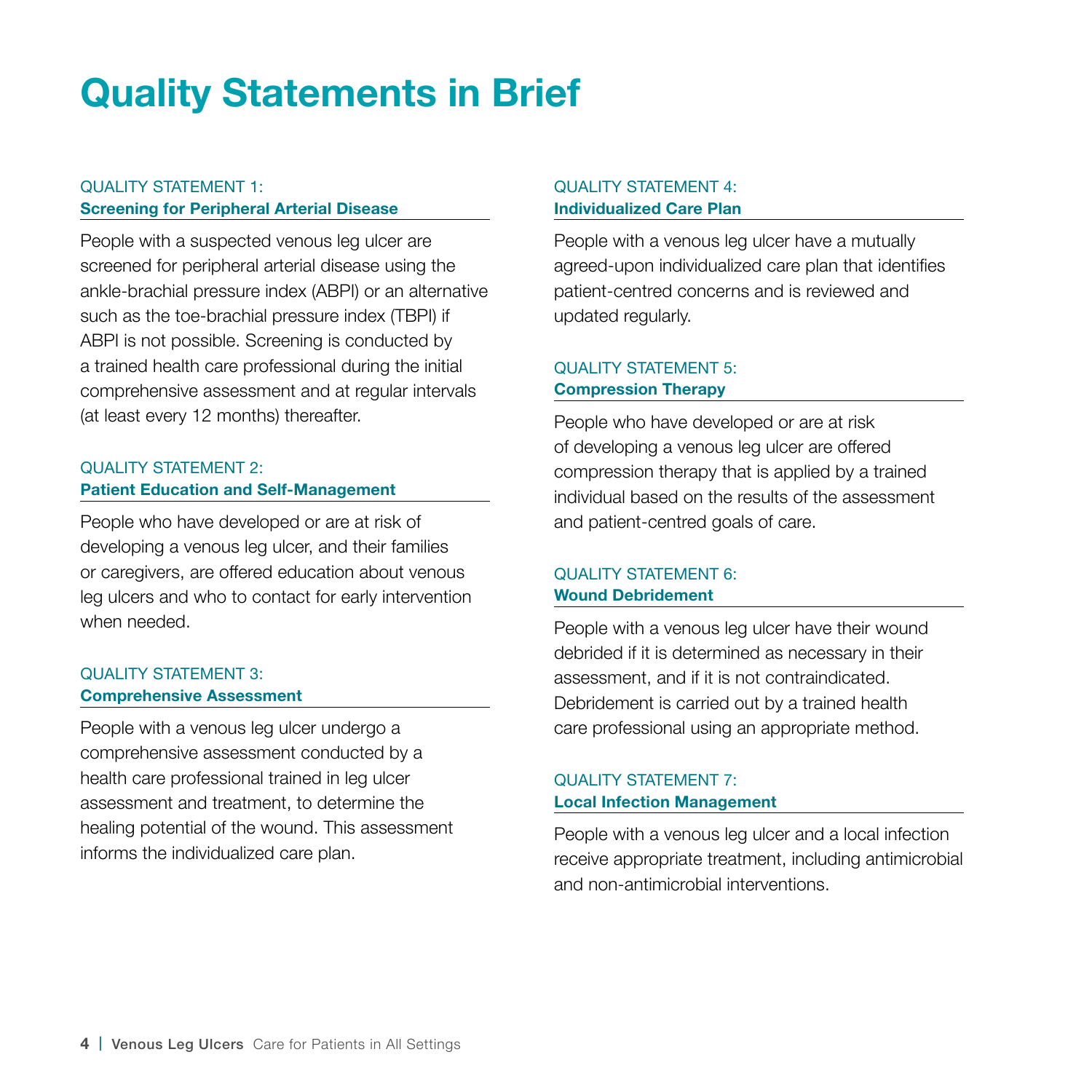# Quality Statements in Brief

QUALITY STATEMENT 1:
**Screening for Peripheral Arterial Disease**

People with a suspected venous leg ulcer are screened for peripheral arterial disease using the ankle-brachial pressure index (ABPI) or an alternative such as the toe-brachial pressure index (TBPI) if ABPI is not possible. Screening is conducted by a trained health care professional during the initial comprehensive assessment and at regular intervals (at least every 12 months) thereafter.

QUALITY STATEMENT 2:
**Patient Education and Self-Management**

People who have developed or are at risk of developing a venous leg ulcer, and their families or caregivers, are offered education about venous leg ulcers and who to contact for early intervention when needed.

QUALITY STATEMENT 3:
**Comprehensive Assessment**

People with a venous leg ulcer undergo a comprehensive assessment conducted by a health care professional trained in leg ulcer assessment and treatment, to determine the healing potential of the wound. This assessment informs the individualized care plan.

QUALITY STATEMENT 4:
**Individualized Care Plan**

People with a venous leg ulcer have a mutually agreed-upon individualized care plan that identifies patient-centred concerns and is reviewed and updated regularly.

QUALITY STATEMENT 5:
**Compression Therapy**

People who have developed or are at risk of developing a venous leg ulcer are offered compression therapy that is applied by a trained individual based on the results of the assessment and patient-centred goals of care.

QUALITY STATEMENT 6:
**Wound Debridement**

People with a venous leg ulcer have their wound debrided if it is determined as necessary in their assessment, and if it is not contraindicated. Debridement is carried out by a trained health care professional using an appropriate method.

QUALITY STATEMENT 7:
**Local Infection Management**

People with a venous leg ulcer and a local infection receive appropriate treatment, including antimicrobial and non-antimicrobial interventions.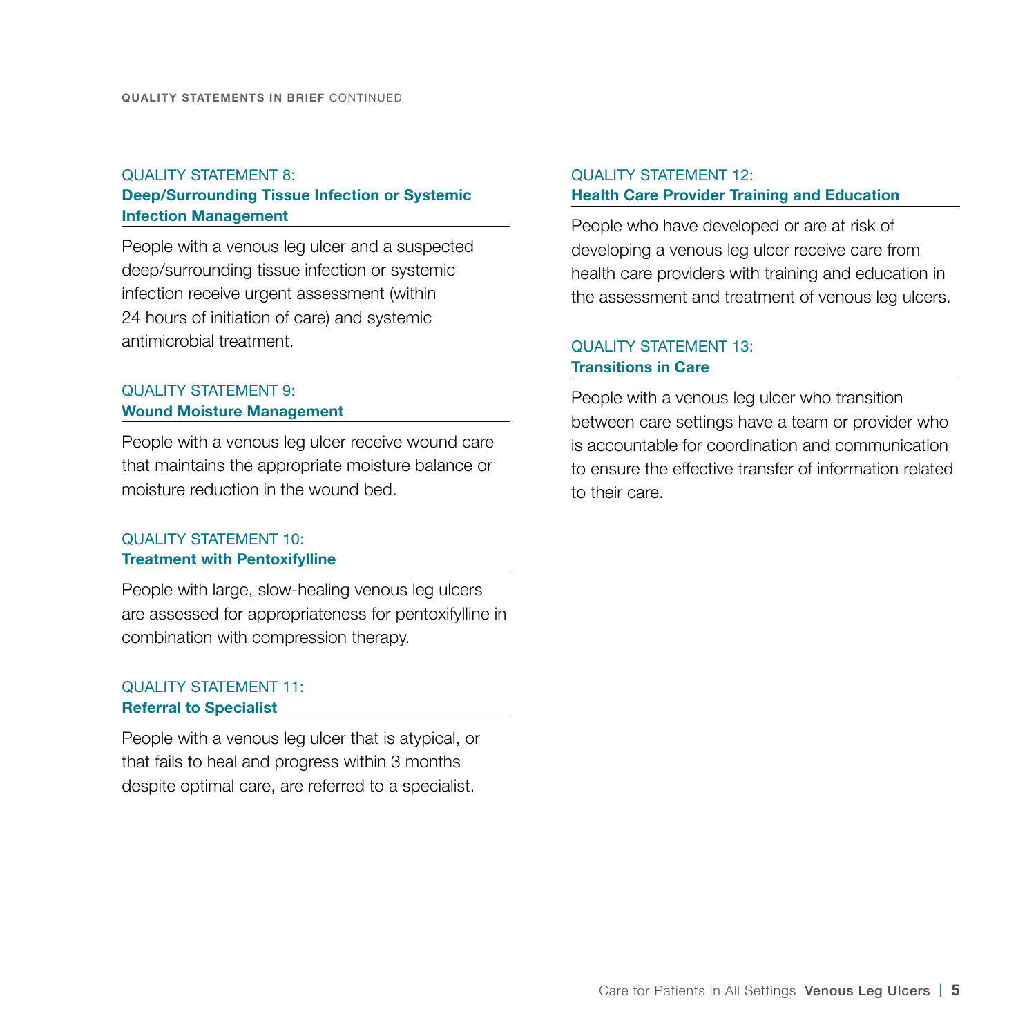**QUALITY STATEMENTS IN BRIEF** CONTINUED

### QUALITY STATEMENT 8:
### Deep/Surrounding Tissue Infection or Systemic Infection Management

People with a venous leg ulcer and a suspected deep/surrounding tissue infection or systemic infection receive urgent assessment (within 24 hours of initiation of care) and systemic antimicrobial treatment.

### QUALITY STATEMENT 9:
### Wound Moisture Management

People with a venous leg ulcer receive wound care that maintains the appropriate moisture balance or moisture reduction in the wound bed.

### QUALITY STATEMENT 10:
### Treatment with Pentoxifylline

People with large, slow-healing venous leg ulcers are assessed for appropriateness for pentoxifylline in combination with compression therapy.

### QUALITY STATEMENT 11:
### Referral to Specialist

People with a venous leg ulcer that is atypical, or that fails to heal and progress within 3 months despite optimal care, are referred to a specialist.

### QUALITY STATEMENT 12:
### Health Care Provider Training and Education

People who have developed or are at risk of developing a venous leg ulcer receive care from health care providers with training and education in the assessment and treatment of venous leg ulcers.

### QUALITY STATEMENT 13:
### Transitions in Care

People with a venous leg ulcer who transition between care settings have a team or provider who is accountable for coordination and communication to ensure the effective transfer of information related to their care.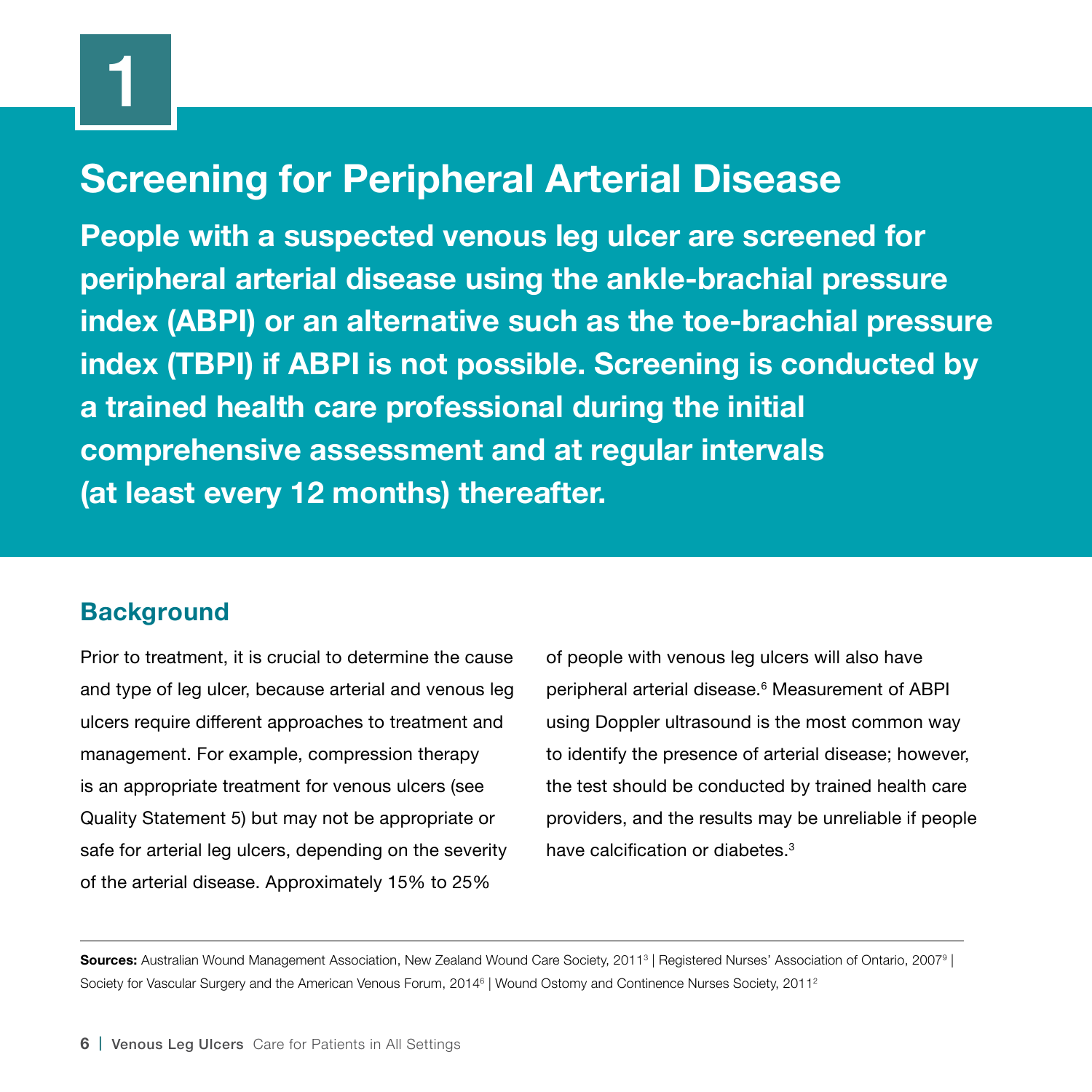# 1

# Screening for Peripheral Arterial Disease

**People with a suspected venous leg ulcer are screened for peripheral arterial disease using the ankle-brachial pressure index (ABPI) or an alternative such as the toe-brachial pressure index (TBPI) if ABPI is not possible. Screening is conducted by a trained health care professional during the initial comprehensive assessment and at regular intervals (at least every 12 months) thereafter.**

## Background

Prior to treatment, it is crucial to determine the cause and type of leg ulcer, because arterial and venous leg ulcers require different approaches to treatment and management. For example, compression therapy is an appropriate treatment for venous ulcers (see Quality Statement 5) but may not be appropriate or safe for arterial leg ulcers, depending on the severity of the arterial disease. Approximately 15% to 25% of people with venous leg ulcers will also have peripheral arterial disease.[6] Measurement of ABPI using Doppler ultrasound is the most common way to identify the presence of arterial disease; however, the test should be conducted by trained health care providers, and the results may be unreliable if people have calcification or diabetes.[3]

---

**Sources:** Australian Wound Management Association, New Zealand Wound Care Society, 2011[3] | Registered Nurses' Association of Ontario, 2007[9] | Society for Vascular Surgery and the American Venous Forum, 2014[6] | Wound Ostomy and Continence Nurses Society, 2011[2]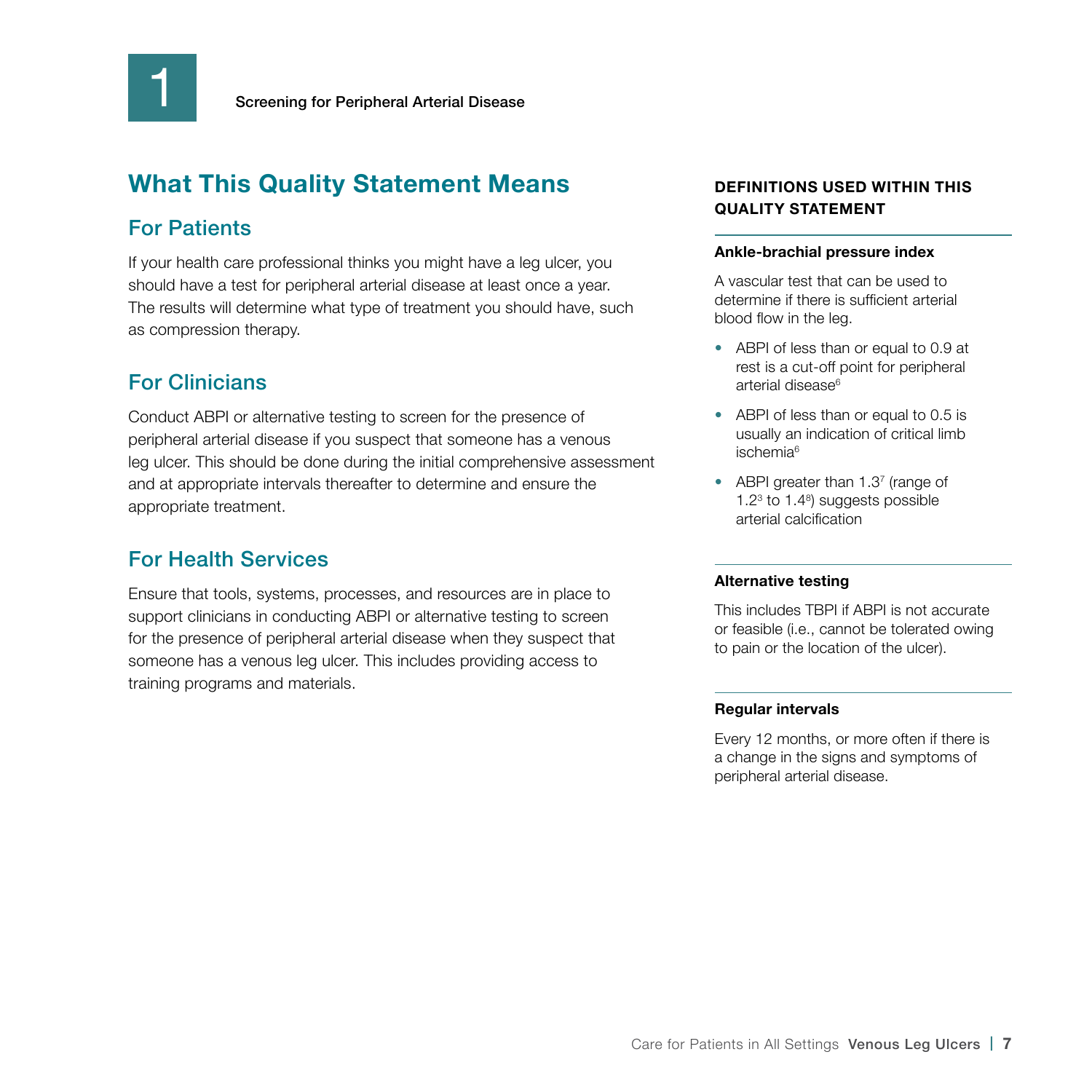1

Screening for Peripheral Arterial Disease

## What This Quality Statement Means

### For Patients

If your health care professional thinks you might have a leg ulcer, you should have a test for peripheral arterial disease at least once a year. The results will determine what type of treatment you should have, such as compression therapy.

### For Clinicians

Conduct ABPI or alternative testing to screen for the presence of peripheral arterial disease if you suspect that someone has a venous leg ulcer. This should be done during the initial comprehensive assessment and at appropriate intervals thereafter to determine and ensure the appropriate treatment.

### For Health Services

Ensure that tools, systems, processes, and resources are in place to support clinicians in conducting ABPI or alternative testing to screen for the presence of peripheral arterial disease when they suspect that someone has a venous leg ulcer. This includes providing access to training programs and materials.

### DEFINITIONS USED WITHIN THIS QUALITY STATEMENT

**Ankle-brachial pressure index**

A vascular test that can be used to determine if there is sufficient arterial blood flow in the leg.

- ABPI of less than or equal to 0.9 at rest is a cut-off point for peripheral arterial disease[6]
- ABPI of less than or equal to 0.5 is usually an indication of critical limb ischemia[6]
- ABPI greater than 1.3[7] (range of 1.2[3] to 1.4[8]) suggests possible arterial calcification

**Alternative testing**

This includes TBPI if ABPI is not accurate or feasible (i.e., cannot be tolerated owing to pain or the location of the ulcer).

**Regular intervals**

Every 12 months, or more often if there is a change in the signs and symptoms of peripheral arterial disease.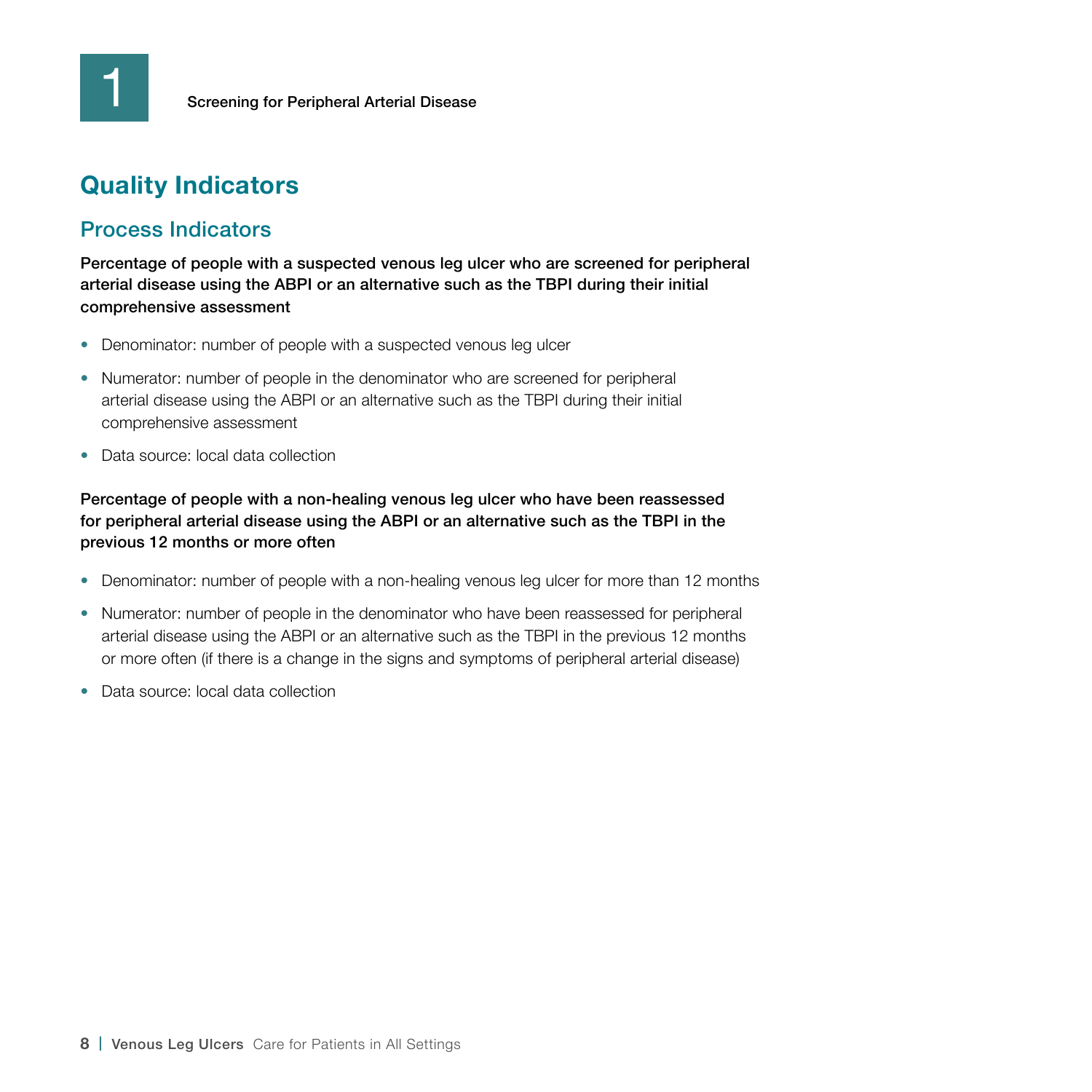## Quality Indicators

### Process Indicators

**Percentage of people with a suspected venous leg ulcer who are screened for peripheral arterial disease using the ABPI or an alternative such as the TBPI during their initial comprehensive assessment**

- Denominator: number of people with a suspected venous leg ulcer
- Numerator: number of people in the denominator who are screened for peripheral arterial disease using the ABPI or an alternative such as the TBPI during their initial comprehensive assessment
- Data source: local data collection

**Percentage of people with a non-healing venous leg ulcer who have been reassessed for peripheral arterial disease using the ABPI or an alternative such as the TBPI in the previous 12 months or more often**

- Denominator: number of people with a non-healing venous leg ulcer for more than 12 months
- Numerator: number of people in the denominator who have been reassessed for peripheral arterial disease using the ABPI or an alternative such as the TBPI in the previous 12 months or more often (if there is a change in the signs and symptoms of peripheral arterial disease)
- Data source: local data collection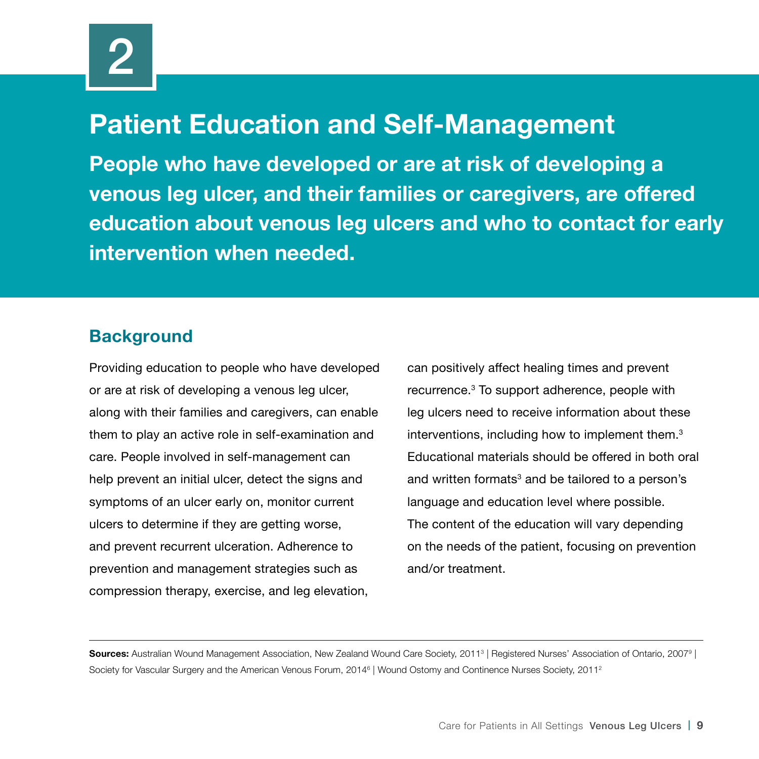# 2

# Patient Education and Self-Management

**People who have developed or are at risk of developing a venous leg ulcer, and their families or caregivers, are offered education about venous leg ulcers and who to contact for early intervention when needed.**

## Background

Providing education to people who have developed or are at risk of developing a venous leg ulcer, along with their families and caregivers, can enable them to play an active role in self-examination and care. People involved in self-management can help prevent an initial ulcer, detect the signs and symptoms of an ulcer early on, monitor current ulcers to determine if they are getting worse, and prevent recurrent ulceration. Adherence to prevention and management strategies such as compression therapy, exercise, and leg elevation, can positively affect healing times and prevent recurrence.[3] To support adherence, people with leg ulcers need to receive information about these interventions, including how to implement them.[3] Educational materials should be offered in both oral and written formats[3] and be tailored to a person's language and education level where possible. The content of the education will vary depending on the needs of the patient, focusing on prevention and/or treatment.

**Sources:** Australian Wound Management Association, New Zealand Wound Care Society, 2011[3] | Registered Nurses' Association of Ontario, 2007[9] | Society for Vascular Surgery and the American Venous Forum, 2014[6] | Wound Ostomy and Continence Nurses Society, 2011[2]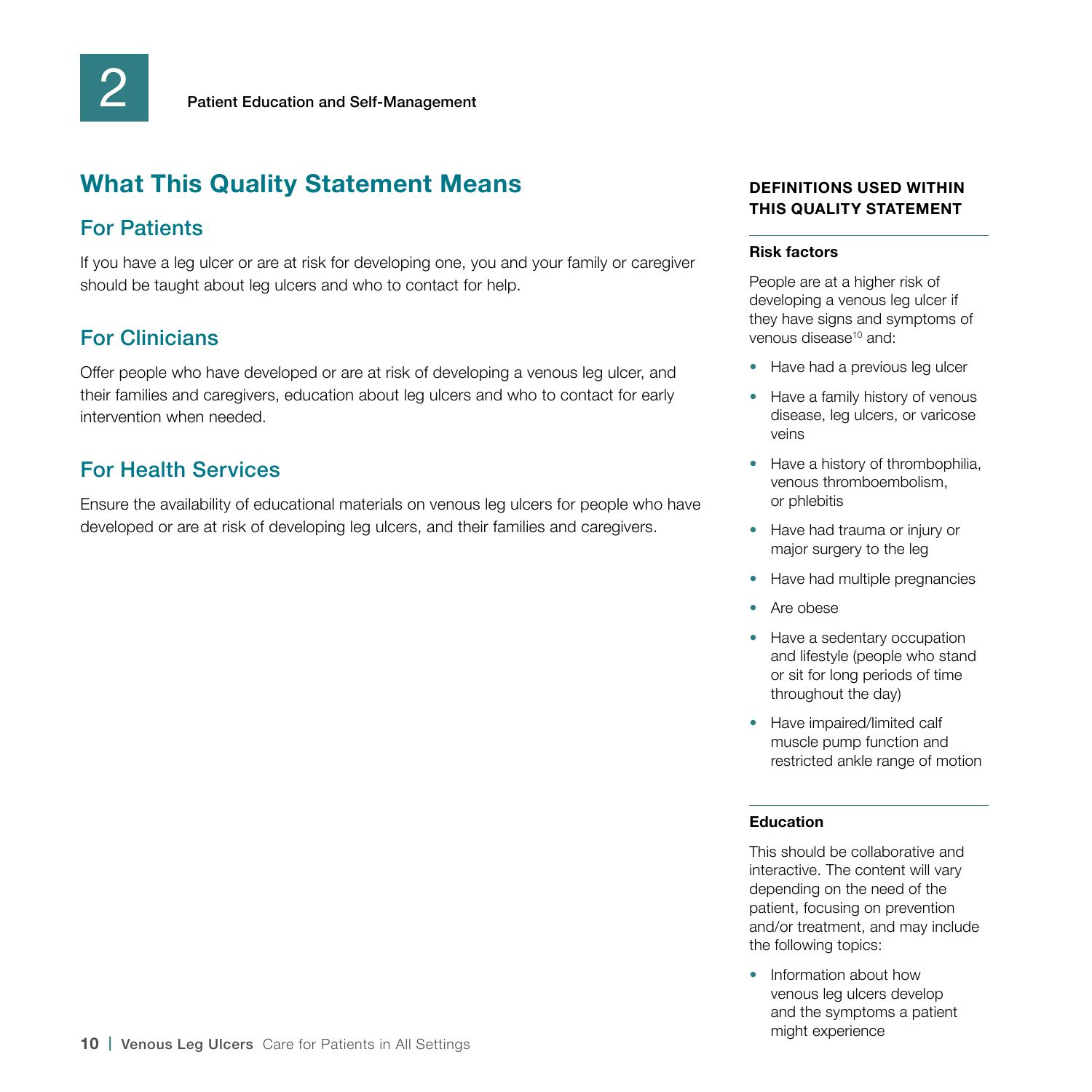## 2 Patient Education and Self-Management

# What This Quality Statement Means

## For Patients

If you have a leg ulcer or are at risk for developing one, you and your family or caregiver should be taught about leg ulcers and who to contact for help.

## For Clinicians

Offer people who have developed or are at risk of developing a venous leg ulcer, and their families and caregivers, education about leg ulcers and who to contact for early intervention when needed.

## For Health Services

Ensure the availability of educational materials on venous leg ulcers for people who have developed or are at risk of developing leg ulcers, and their families and caregivers.

### DEFINITIONS USED WITHIN THIS QUALITY STATEMENT

**Risk factors**

People are at a higher risk of developing a venous leg ulcer if they have signs and symptoms of venous disease[10] and:

- Have had a previous leg ulcer
- Have a family history of venous disease, leg ulcers, or varicose veins
- Have a history of thrombophilia, venous thromboembolism, or phlebitis
- Have had trauma or injury or major surgery to the leg
- Have had multiple pregnancies
- Are obese
- Have a sedentary occupation and lifestyle (people who stand or sit for long periods of time throughout the day)
- Have impaired/limited calf muscle pump function and restricted ankle range of motion

**Education**

This should be collaborative and interactive. The content will vary depending on the need of the patient, focusing on prevention and/or treatment, and may include the following topics:

- Information about how venous leg ulcers develop and the symptoms a patient might experience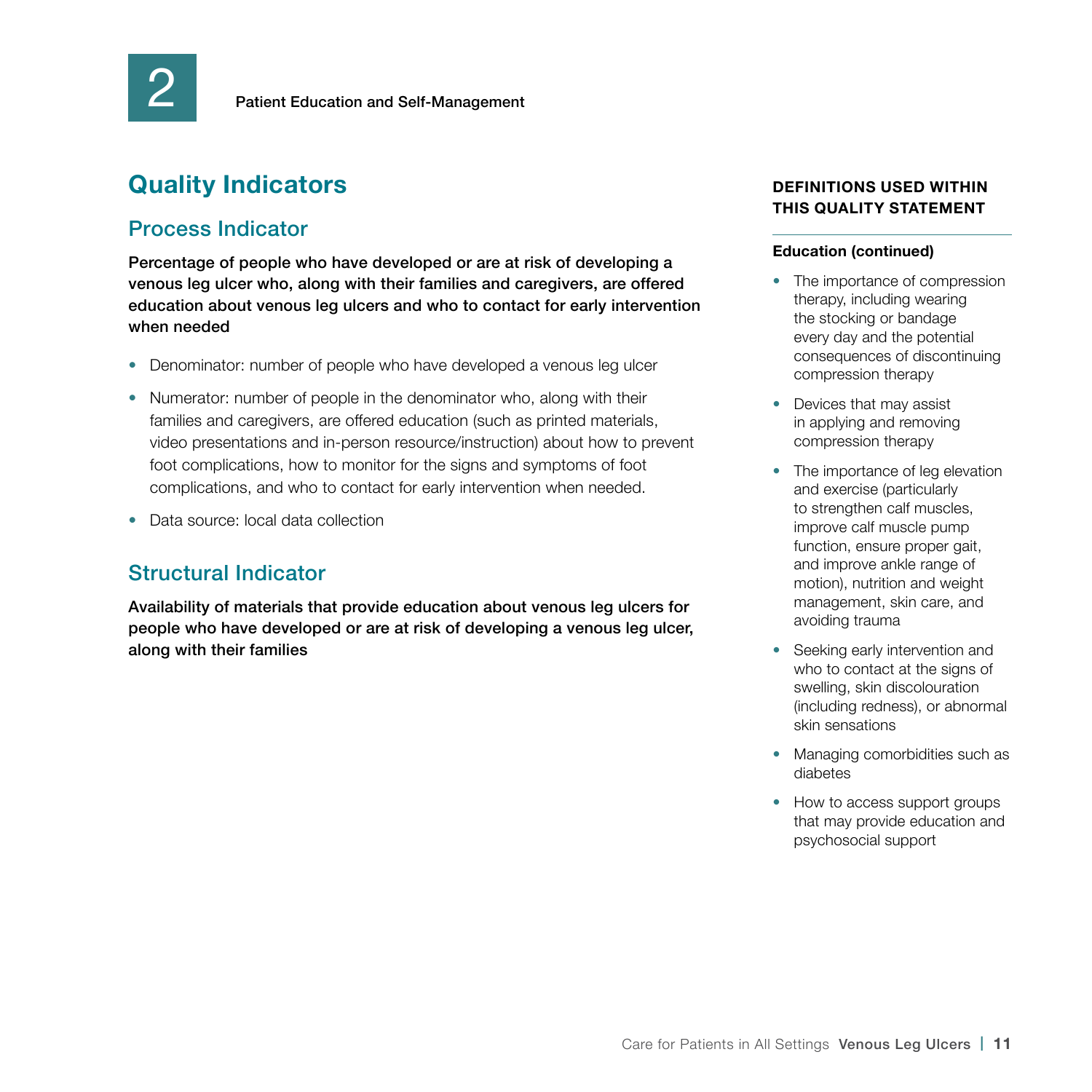## Quality Indicators

### Process Indicator

**Percentage of people who have developed or are at risk of developing a venous leg ulcer who, along with their families and caregivers, are offered education about venous leg ulcers and who to contact for early intervention when needed**

- Denominator: number of people who have developed a venous leg ulcer
- Numerator: number of people in the denominator who, along with their families and caregivers, are offered education (such as printed materials, video presentations and in-person resource/instruction) about how to prevent foot complications, how to monitor for the signs and symptoms of foot complications, and who to contact for early intervention when needed.
- Data source: local data collection

### Structural Indicator

**Availability of materials that provide education about venous leg ulcers for people who have developed or are at risk of developing a venous leg ulcer, along with their families**

#### DEFINITIONS USED WITHIN THIS QUALITY STATEMENT

**Education (continued)**

- The importance of compression therapy, including wearing the stocking or bandage every day and the potential consequences of discontinuing compression therapy
- Devices that may assist in applying and removing compression therapy
- The importance of leg elevation and exercise (particularly to strengthen calf muscles, improve calf muscle pump function, ensure proper gait, and improve ankle range of motion), nutrition and weight management, skin care, and avoiding trauma
- Seeking early intervention and who to contact at the signs of swelling, skin discolouration (including redness), or abnormal skin sensations
- Managing comorbidities such as diabetes
- How to access support groups that may provide education and psychosocial support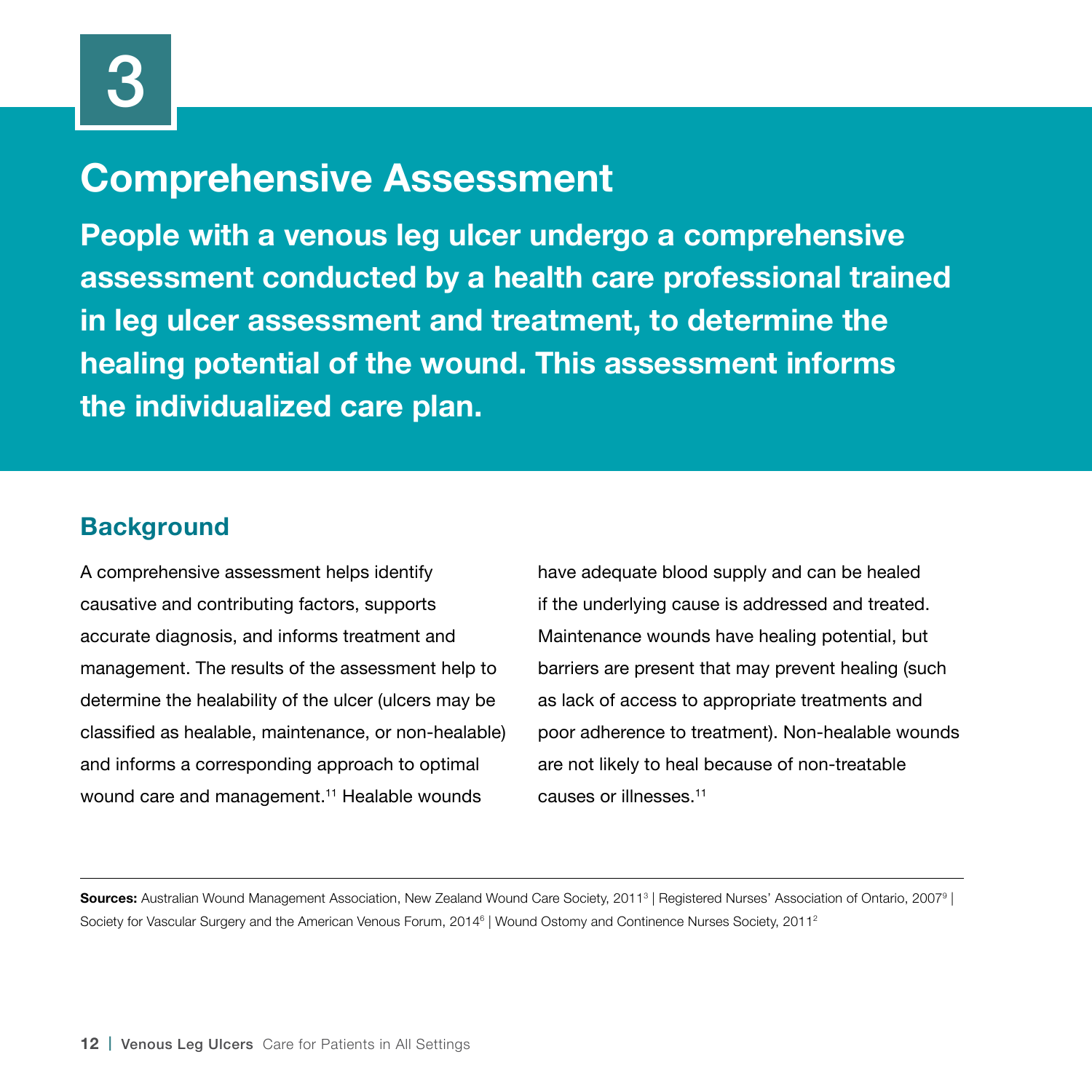# 3

## Comprehensive Assessment

**People with a venous leg ulcer undergo a comprehensive assessment conducted by a health care professional trained in leg ulcer assessment and treatment, to determine the healing potential of the wound. This assessment informs the individualized care plan.**

### Background

A comprehensive assessment helps identify causative and contributing factors, supports accurate diagnosis, and informs treatment and management. The results of the assessment help to determine the healability of the ulcer (ulcers may be classified as healable, maintenance, or non-healable) and informs a corresponding approach to optimal wound care and management.[11] Healable wounds have adequate blood supply and can be healed if the underlying cause is addressed and treated. Maintenance wounds have healing potential, but barriers are present that may prevent healing (such as lack of access to appropriate treatments and poor adherence to treatment). Non-healable wounds are not likely to heal because of non-treatable causes or illnesses.[11]

---

**Sources:** Australian Wound Management Association, New Zealand Wound Care Society, 2011[3] | Registered Nurses' Association of Ontario, 2007[9] | Society for Vascular Surgery and the American Venous Forum, 2014[6] | Wound Ostomy and Continence Nurses Society, 2011[2]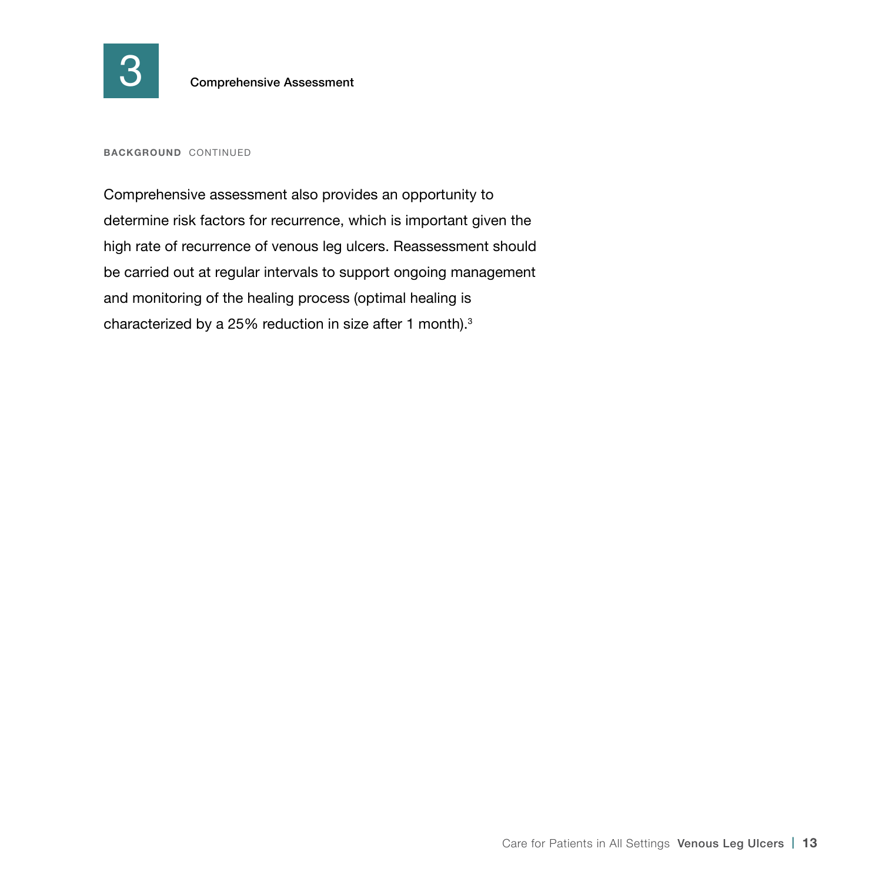# 3 Comprehensive Assessment

**BACKGROUND** CONTINUED

Comprehensive assessment also provides an opportunity to determine risk factors for recurrence, which is important given the high rate of recurrence of venous leg ulcers. Reassessment should be carried out at regular intervals to support ongoing management and monitoring of the healing process (optimal healing is characterized by a 25% reduction in size after 1 month).[3]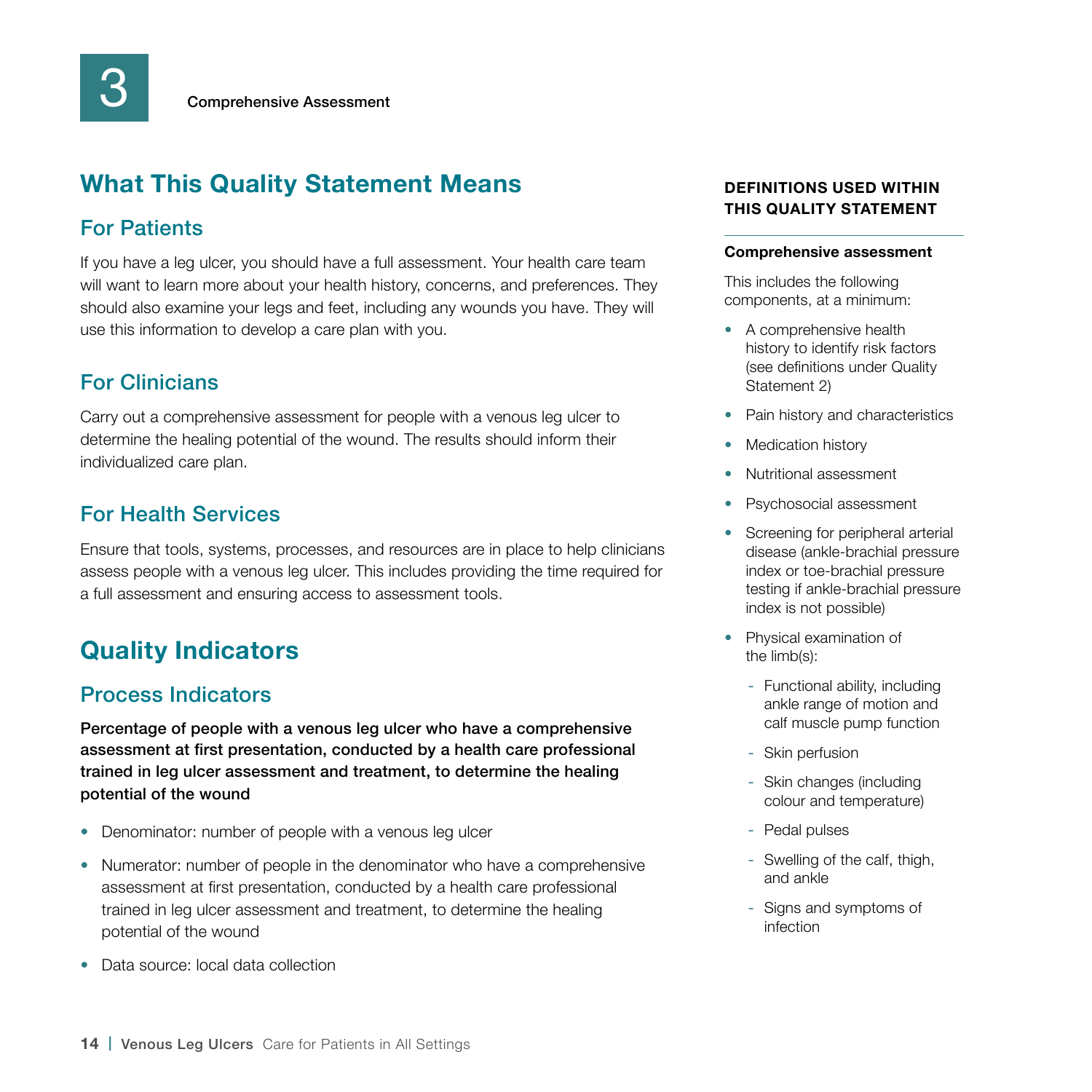# What This Quality Statement Means

## For Patients

If you have a leg ulcer, you should have a full assessment. Your health care team will want to learn more about your health history, concerns, and preferences. They should also examine your legs and feet, including any wounds you have. They will use this information to develop a care plan with you.

## For Clinicians

Carry out a comprehensive assessment for people with a venous leg ulcer to determine the healing potential of the wound. The results should inform their individualized care plan.

## For Health Services

Ensure that tools, systems, processes, and resources are in place to help clinicians assess people with a venous leg ulcer. This includes providing the time required for a full assessment and ensuring access to assessment tools.

# Quality Indicators

## Process Indicators

**Percentage of people with a venous leg ulcer who have a comprehensive assessment at first presentation, conducted by a health care professional trained in leg ulcer assessment and treatment, to determine the healing potential of the wound**

- Denominator: number of people with a venous leg ulcer
- Numerator: number of people in the denominator who have a comprehensive assessment at first presentation, conducted by a health care professional trained in leg ulcer assessment and treatment, to determine the healing potential of the wound
- Data source: local data collection

### DEFINITIONS USED WITHIN THIS QUALITY STATEMENT

**Comprehensive assessment**

This includes the following components, at a minimum:

- A comprehensive health history to identify risk factors (see definitions under Quality Statement 2)
- Pain history and characteristics
- Medication history
- Nutritional assessment
- Psychosocial assessment
- Screening for peripheral arterial disease (ankle-brachial pressure index or toe-brachial pressure testing if ankle-brachial pressure index is not possible)
- Physical examination of the limb(s):
  - Functional ability, including ankle range of motion and calf muscle pump function
  - Skin perfusion
  - Skin changes (including colour and temperature)
  - Pedal pulses
  - Swelling of the calf, thigh, and ankle
  - Signs and symptoms of infection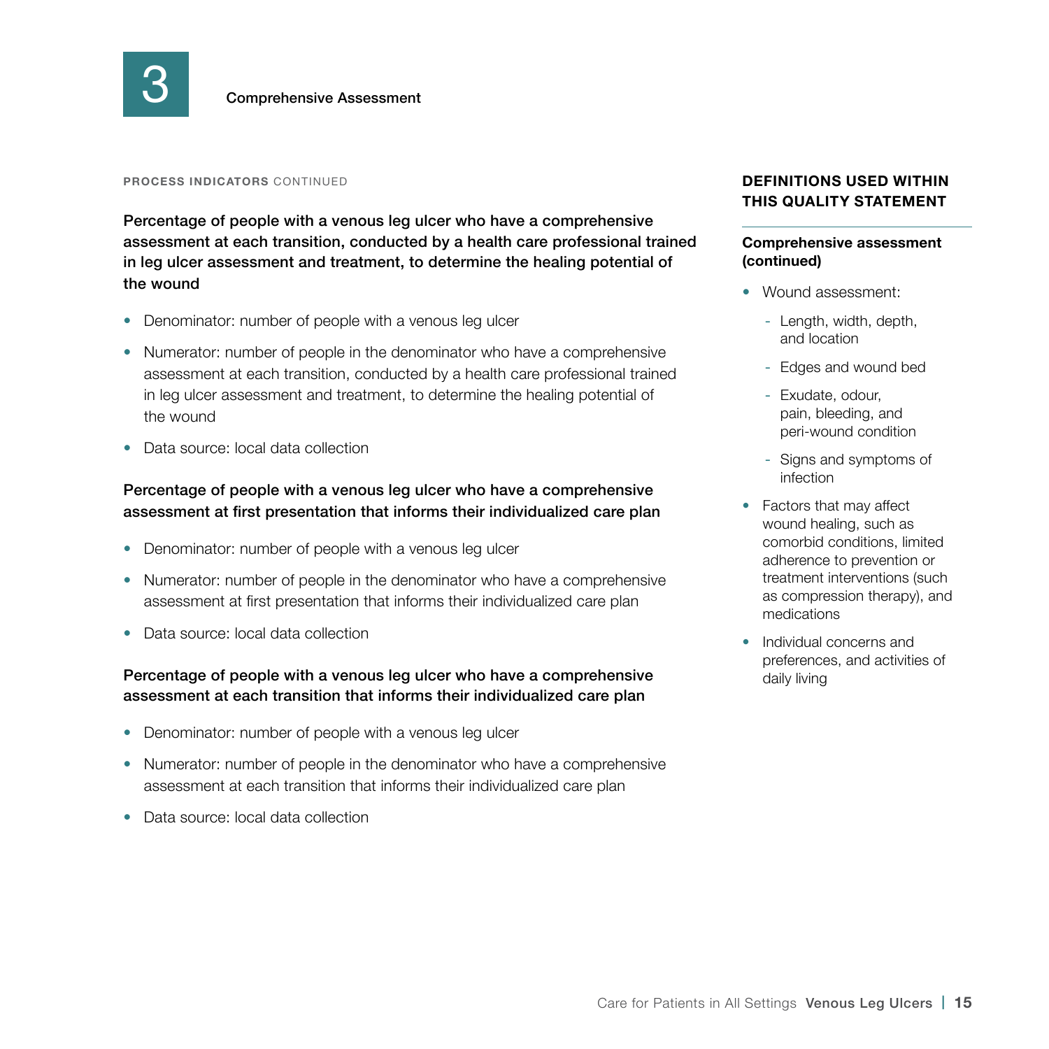# 3 Comprehensive Assessment

PROCESS INDICATORS CONTINUED

**Percentage of people with a venous leg ulcer who have a comprehensive assessment at each transition, conducted by a health care professional trained in leg ulcer assessment and treatment, to determine the healing potential of the wound**

- Denominator: number of people with a venous leg ulcer
- Numerator: number of people in the denominator who have a comprehensive assessment at each transition, conducted by a health care professional trained in leg ulcer assessment and treatment, to determine the healing potential of the wound
- Data source: local data collection

**Percentage of people with a venous leg ulcer who have a comprehensive assessment at first presentation that informs their individualized care plan**

- Denominator: number of people with a venous leg ulcer
- Numerator: number of people in the denominator who have a comprehensive assessment at first presentation that informs their individualized care plan
- Data source: local data collection

**Percentage of people with a venous leg ulcer who have a comprehensive assessment at each transition that informs their individualized care plan**

- Denominator: number of people with a venous leg ulcer
- Numerator: number of people in the denominator who have a comprehensive assessment at each transition that informs their individualized care plan
- Data source: local data collection

## DEFINITIONS USED WITHIN THIS QUALITY STATEMENT

**Comprehensive assessment (continued)**

- Wound assessment:
  - Length, width, depth, and location
  - Edges and wound bed
  - Exudate, odour, pain, bleeding, and peri-wound condition
  - Signs and symptoms of infection
- Factors that may affect wound healing, such as comorbid conditions, limited adherence to prevention or treatment interventions (such as compression therapy), and medications
- Individual concerns and preferences, and activities of daily living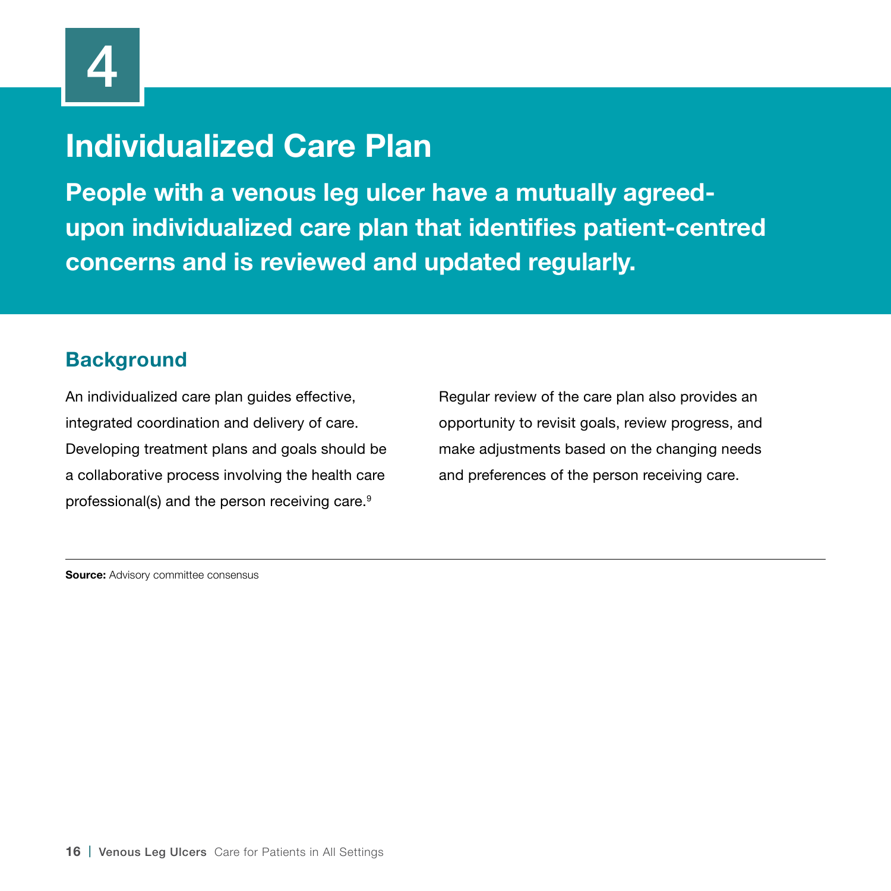# 4

# Individualized Care Plan

**People with a venous leg ulcer have a mutually agreed-upon individualized care plan that identifies patient-centred concerns and is reviewed and updated regularly.**

## Background

An individualized care plan guides effective, integrated coordination and delivery of care. Developing treatment plans and goals should be a collaborative process involving the health care professional(s) and the person receiving care.[9]

Regular review of the care plan also provides an opportunity to revisit goals, review progress, and make adjustments based on the changing needs and preferences of the person receiving care.

---

**Source:** Advisory committee consensus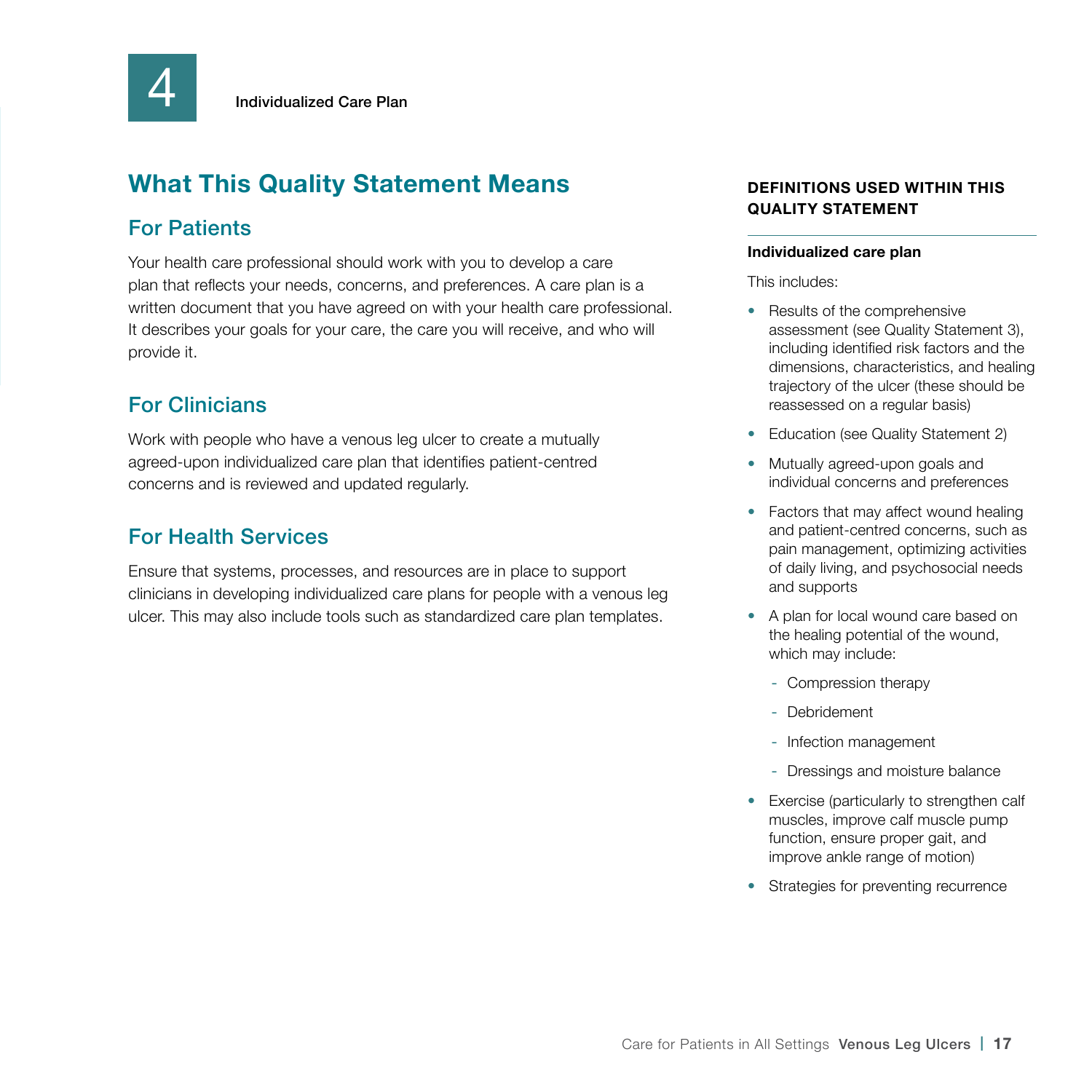4 Individualized Care Plan

## What This Quality Statement Means

### For Patients

Your health care professional should work with you to develop a care plan that reflects your needs, concerns, and preferences. A care plan is a written document that you have agreed on with your health care professional. It describes your goals for your care, the care you will receive, and who will provide it.

### For Clinicians

Work with people who have a venous leg ulcer to create a mutually agreed-upon individualized care plan that identifies patient-centred concerns and is reviewed and updated regularly.

### For Health Services

Ensure that systems, processes, and resources are in place to support clinicians in developing individualized care plans for people with a venous leg ulcer. This may also include tools such as standardized care plan templates.

**DEFINITIONS USED WITHIN THIS QUALITY STATEMENT**

**Individualized care plan**

This includes:

- Results of the comprehensive assessment (see Quality Statement 3), including identified risk factors and the dimensions, characteristics, and healing trajectory of the ulcer (these should be reassessed on a regular basis)
- Education (see Quality Statement 2)
- Mutually agreed-upon goals and individual concerns and preferences
- Factors that may affect wound healing and patient-centred concerns, such as pain management, optimizing activities of daily living, and psychosocial needs and supports
- A plan for local wound care based on the healing potential of the wound, which may include:
  - Compression therapy
  - Debridement
  - Infection management
  - Dressings and moisture balance
- Exercise (particularly to strengthen calf muscles, improve calf muscle pump function, ensure proper gait, and improve ankle range of motion)
- Strategies for preventing recurrence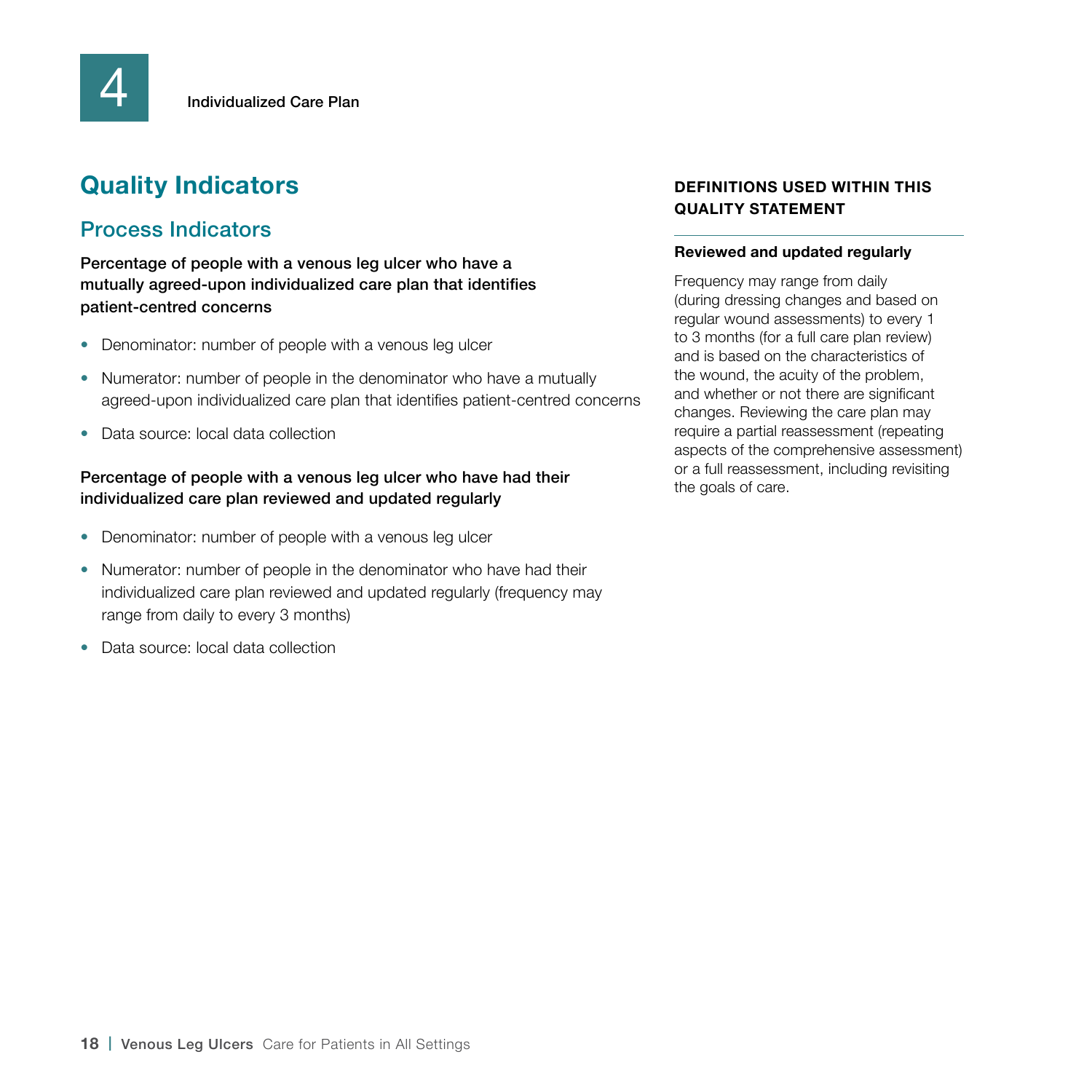# Quality Indicators

## Process Indicators

**Percentage of people with a venous leg ulcer who have a mutually agreed-upon individualized care plan that identifies patient-centred concerns**

- Denominator: number of people with a venous leg ulcer
- Numerator: number of people in the denominator who have a mutually agreed-upon individualized care plan that identifies patient-centred concerns
- Data source: local data collection

**Percentage of people with a venous leg ulcer who have had their individualized care plan reviewed and updated regularly**

- Denominator: number of people with a venous leg ulcer
- Numerator: number of people in the denominator who have had their individualized care plan reviewed and updated regularly (frequency may range from daily to every 3 months)
- Data source: local data collection

### DEFINITIONS USED WITHIN THIS QUALITY STATEMENT

**Reviewed and updated regularly**

Frequency may range from daily (during dressing changes and based on regular wound assessments) to every 1 to 3 months (for a full care plan review) and is based on the characteristics of the wound, the acuity of the problem, and whether or not there are significant changes. Reviewing the care plan may require a partial reassessment (repeating aspects of the comprehensive assessment) or a full reassessment, including revisiting the goals of care.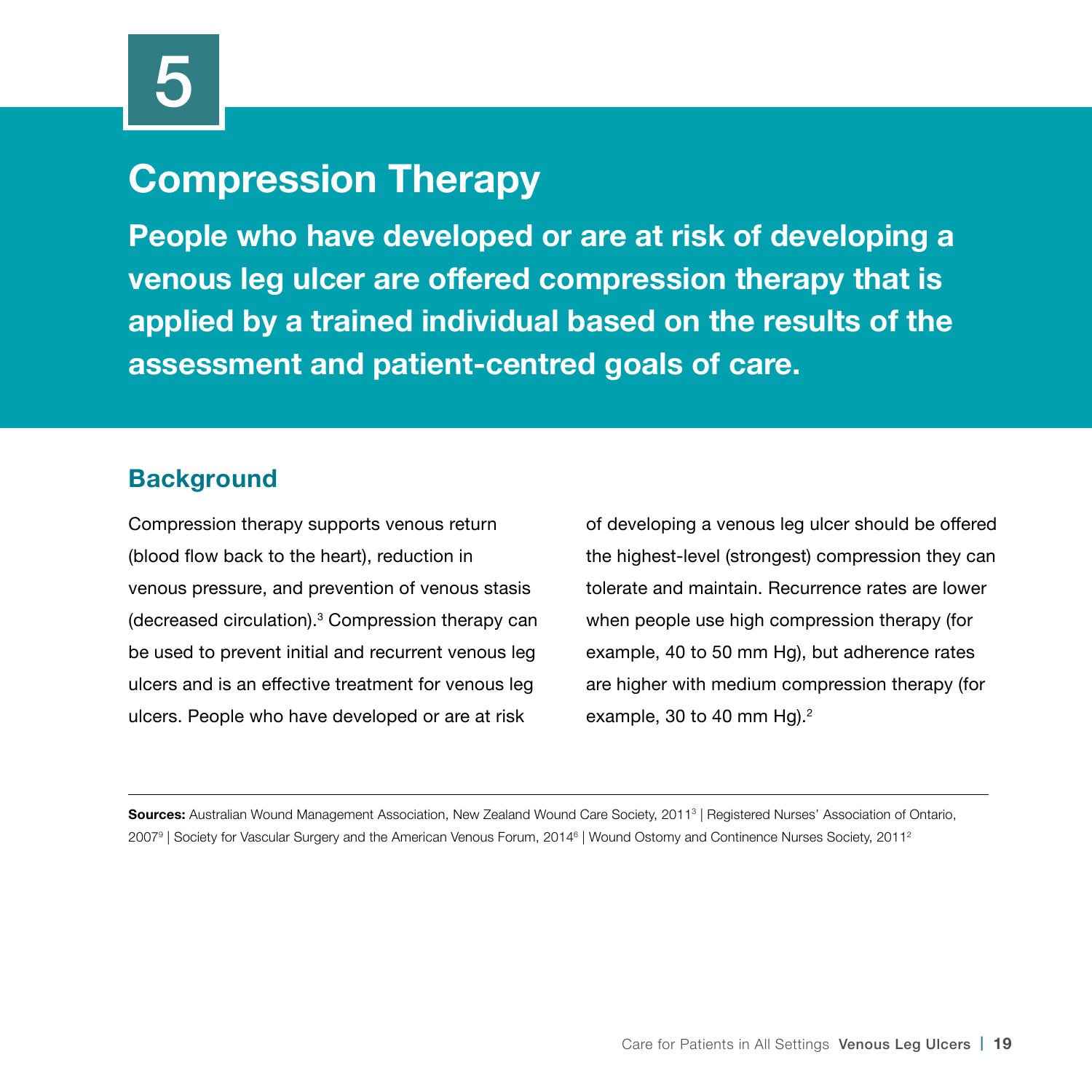# 5

# Compression Therapy

**People who have developed or are at risk of developing a venous leg ulcer are offered compression therapy that is applied by a trained individual based on the results of the assessment and patient-centred goals of care.**

## Background

Compression therapy supports venous return (blood flow back to the heart), reduction in venous pressure, and prevention of venous stasis (decreased circulation).[3] Compression therapy can be used to prevent initial and recurrent venous leg ulcers and is an effective treatment for venous leg ulcers. People who have developed or are at risk of developing a venous leg ulcer should be offered the highest-level (strongest) compression they can tolerate and maintain. Recurrence rates are lower when people use high compression therapy (for example, 40 to 50 mm Hg), but adherence rates are higher with medium compression therapy (for example, 30 to 40 mm Hg).[2]

---

**Sources:** Australian Wound Management Association, New Zealand Wound Care Society, 2011[3] | Registered Nurses' Association of Ontario, 2007[9] | Society for Vascular Surgery and the American Venous Forum, 2014[6] | Wound Ostomy and Continence Nurses Society, 2011[2]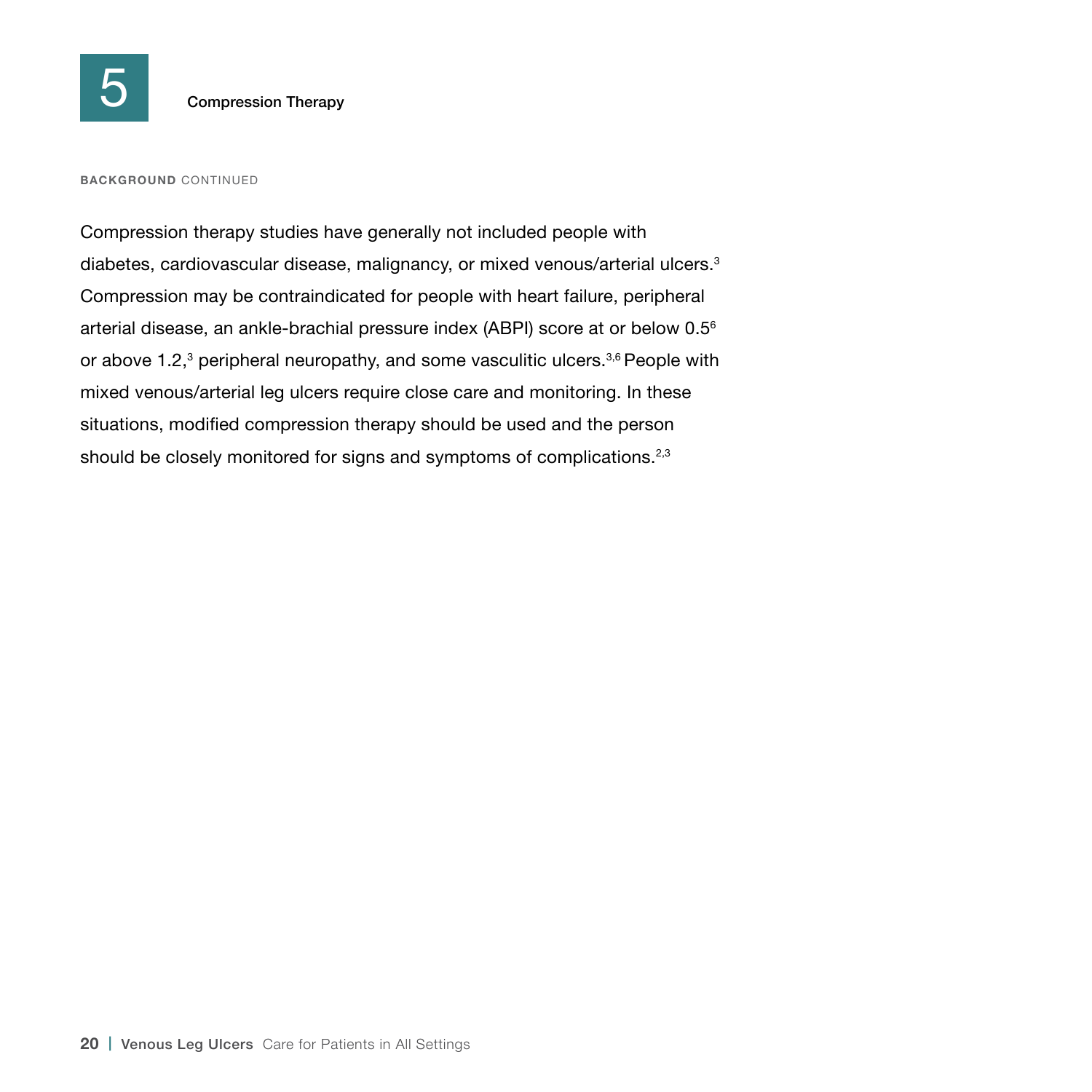# 5 Compression Therapy

**BACKGROUND** CONTINUED

Compression therapy studies have generally not included people with diabetes, cardiovascular disease, malignancy, or mixed venous/arterial ulcers.[3] Compression may be contraindicated for people with heart failure, peripheral arterial disease, an ankle-brachial pressure index (ABPI) score at or below 0.5[6] or above 1.2,[3] peripheral neuropathy, and some vasculitic ulcers.[3,6] People with mixed venous/arterial leg ulcers require close care and monitoring. In these situations, modified compression therapy should be used and the person should be closely monitored for signs and symptoms of complications.[2,3]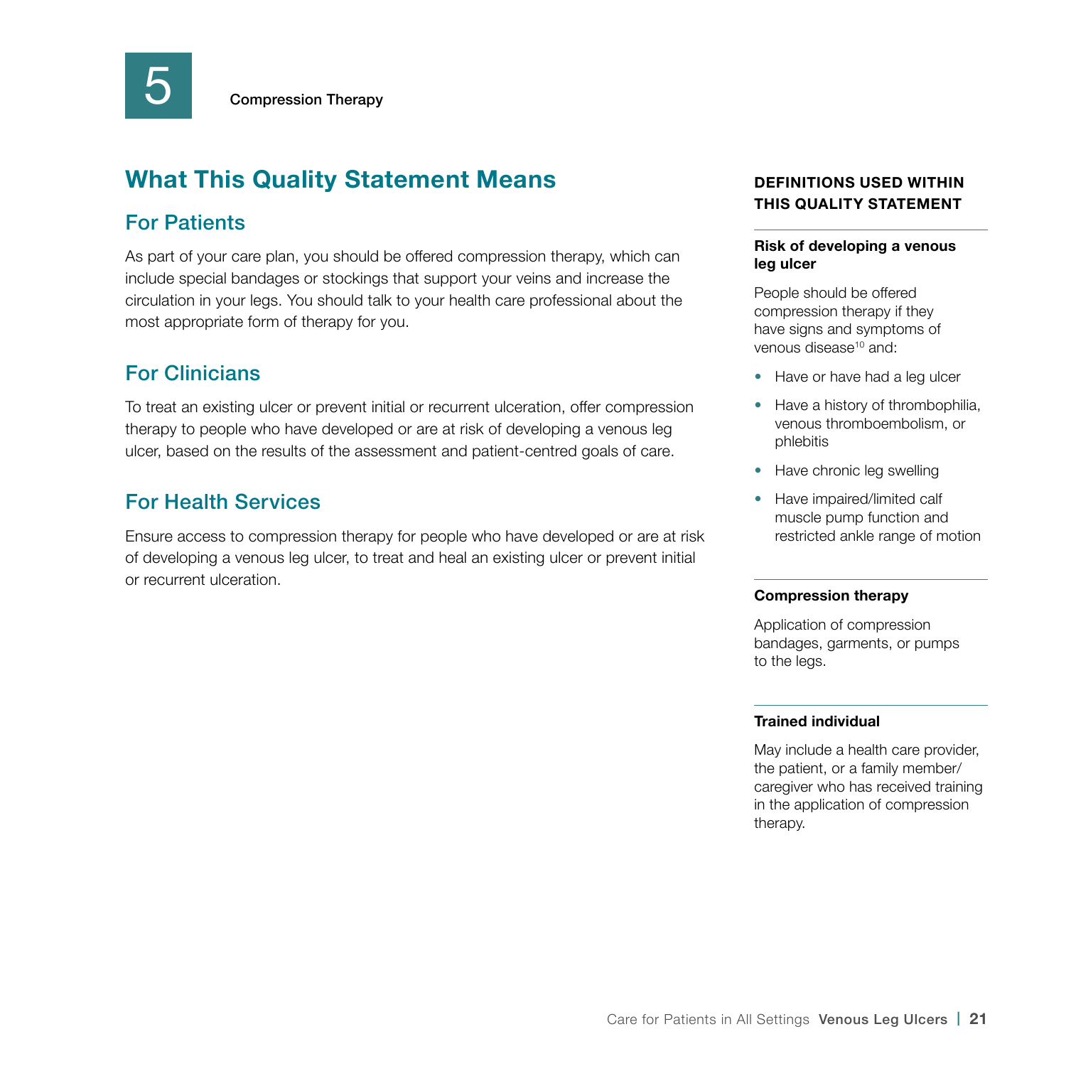# 5 Compression Therapy

## What This Quality Statement Means

### For Patients

As part of your care plan, you should be offered compression therapy, which can include special bandages or stockings that support your veins and increase the circulation in your legs. You should talk to your health care professional about the most appropriate form of therapy for you.

### For Clinicians

To treat an existing ulcer or prevent initial or recurrent ulceration, offer compression therapy to people who have developed or are at risk of developing a venous leg ulcer, based on the results of the assessment and patient-centred goals of care.

### For Health Services

Ensure access to compression therapy for people who have developed or are at risk of developing a venous leg ulcer, to treat and heal an existing ulcer or prevent initial or recurrent ulceration.

#### DEFINITIONS USED WITHIN THIS QUALITY STATEMENT

**Risk of developing a venous leg ulcer**

People should be offered compression therapy if they have signs and symptoms of venous disease[10] and:

- Have or have had a leg ulcer
- Have a history of thrombophilia, venous thromboembolism, or phlebitis
- Have chronic leg swelling
- Have impaired/limited calf muscle pump function and restricted ankle range of motion

**Compression therapy**

Application of compression bandages, garments, or pumps to the legs.

**Trained individual**

May include a health care provider, the patient, or a family member/caregiver who has received training in the application of compression therapy.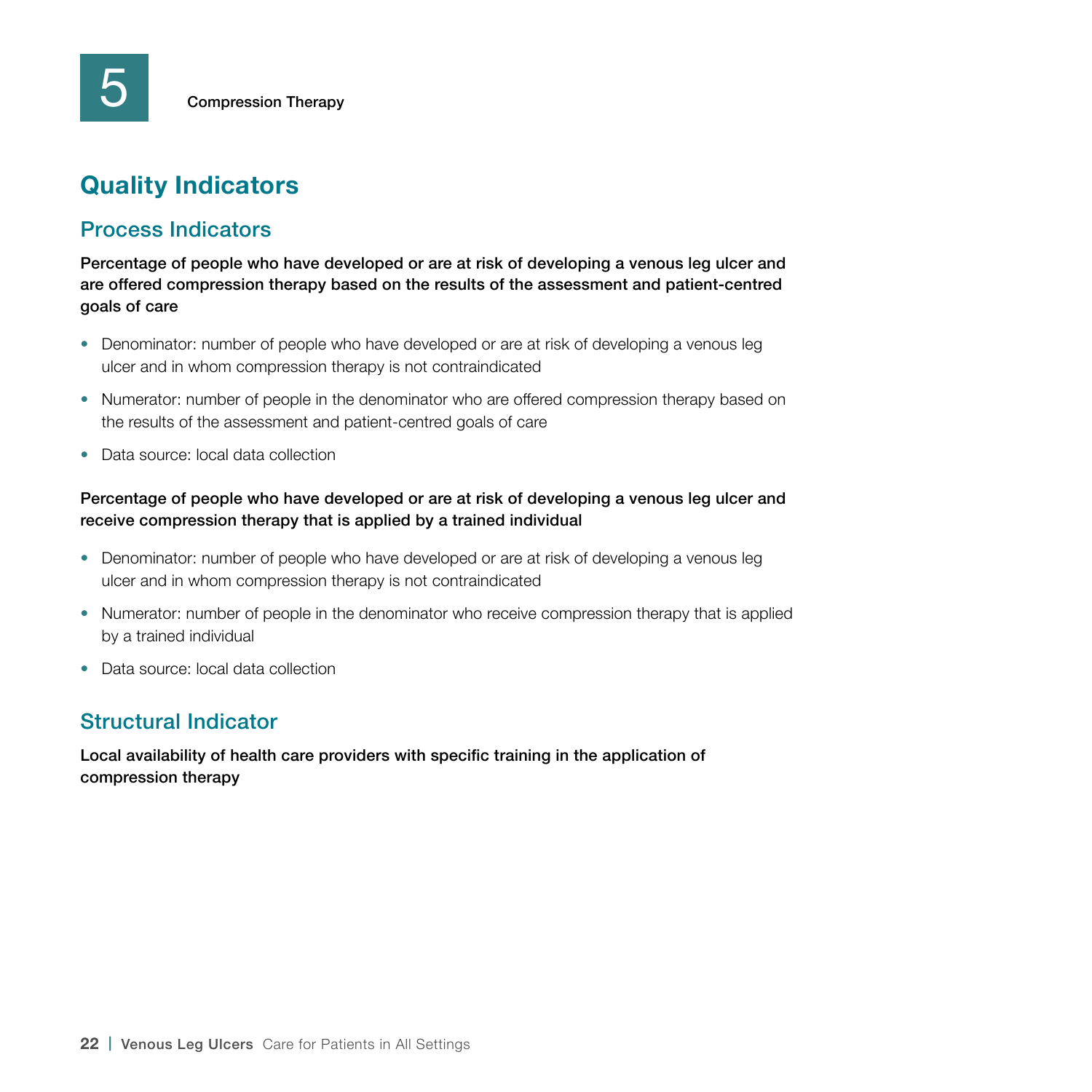## Quality Indicators

### Process Indicators

**Percentage of people who have developed or are at risk of developing a venous leg ulcer and are offered compression therapy based on the results of the assessment and patient-centred goals of care**

- Denominator: number of people who have developed or are at risk of developing a venous leg ulcer and in whom compression therapy is not contraindicated
- Numerator: number of people in the denominator who are offered compression therapy based on the results of the assessment and patient-centred goals of care
- Data source: local data collection

**Percentage of people who have developed or are at risk of developing a venous leg ulcer and receive compression therapy that is applied by a trained individual**

- Denominator: number of people who have developed or are at risk of developing a venous leg ulcer and in whom compression therapy is not contraindicated
- Numerator: number of people in the denominator who receive compression therapy that is applied by a trained individual
- Data source: local data collection

### Structural Indicator

**Local availability of health care providers with specific training in the application of compression therapy**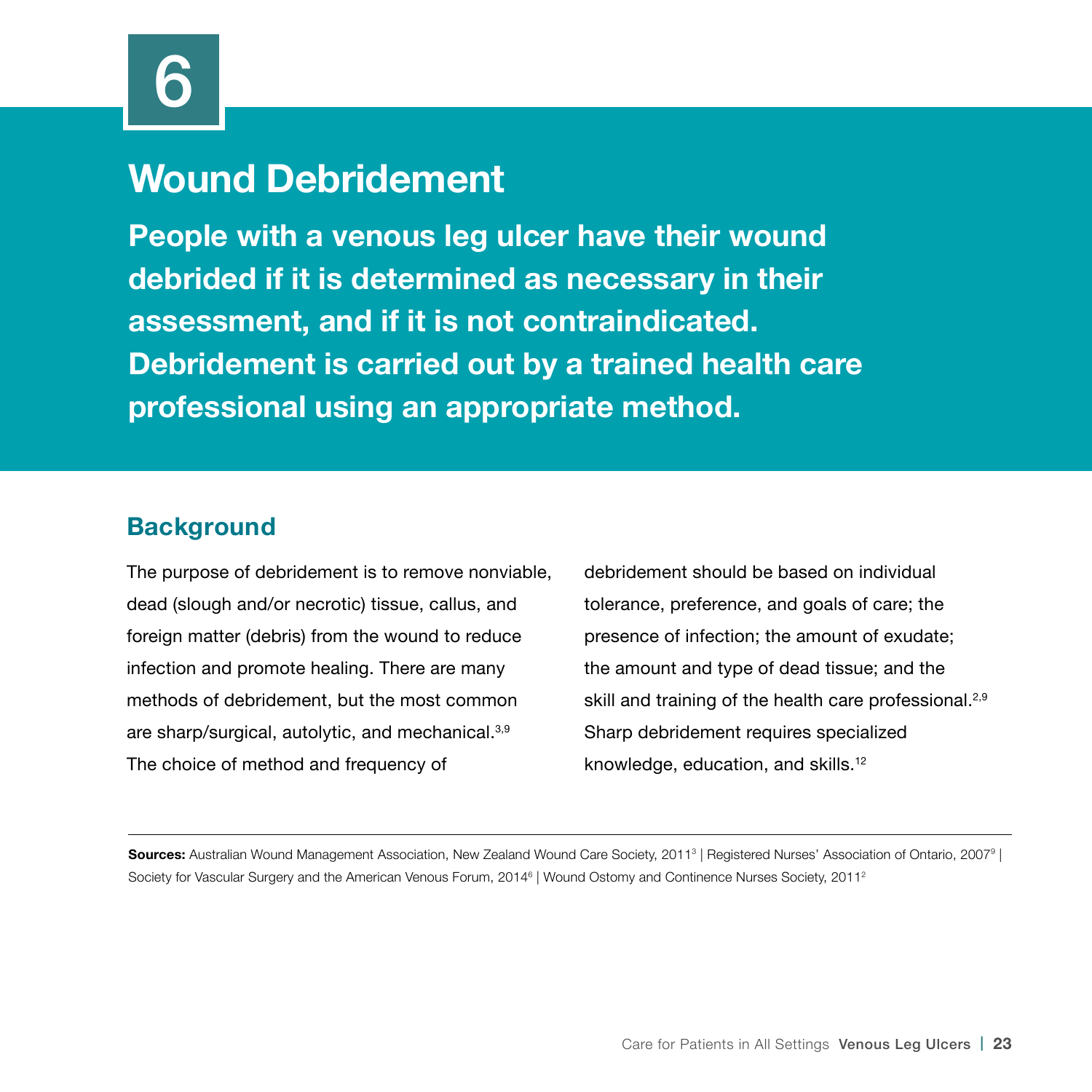6

# Wound Debridement

**People with a venous leg ulcer have their wound debrided if it is determined as necessary in their assessment, and if it is not contraindicated. Debridement is carried out by a trained health care professional using an appropriate method.**

## Background

The purpose of debridement is to remove nonviable, dead (slough and/or necrotic) tissue, callus, and foreign matter (debris) from the wound to reduce infection and promote healing. There are many methods of debridement, but the most common are sharp/surgical, autolytic, and mechanical.[3,9] The choice of method and frequency of debridement should be based on individual tolerance, preference, and goals of care; the presence of infection; the amount of exudate; the amount and type of dead tissue; and the skill and training of the health care professional.[2,9] Sharp debridement requires specialized knowledge, education, and skills.[12]

**Sources:** Australian Wound Management Association, New Zealand Wound Care Society, 2011[3] | Registered Nurses' Association of Ontario, 2007[9] | Society for Vascular Surgery and the American Venous Forum, 2014[6] | Wound Ostomy and Continence Nurses Society, 2011[2]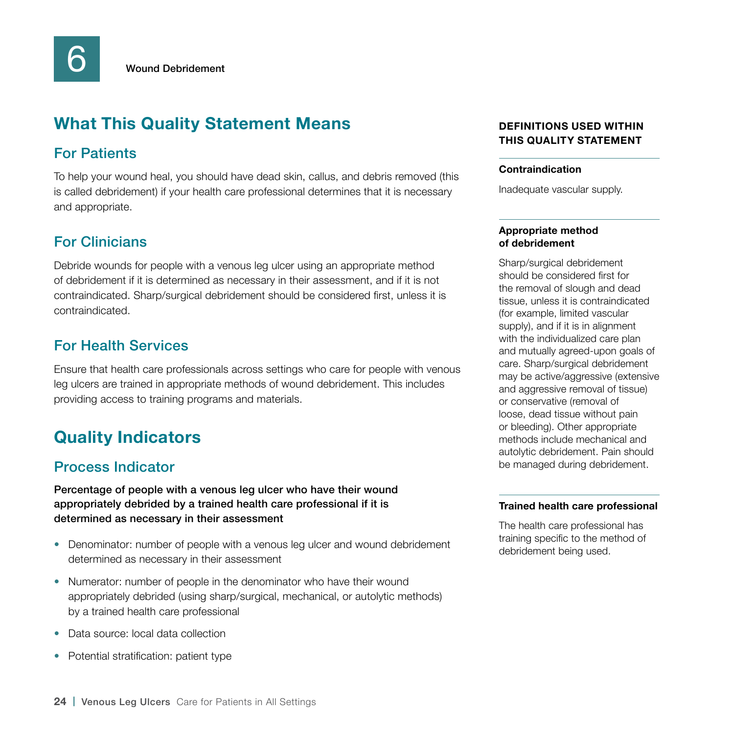# 6 Wound Debridement

## What This Quality Statement Means

### For Patients

To help your wound heal, you should have dead skin, callus, and debris removed (this is called debridement) if your health care professional determines that it is necessary and appropriate.

### For Clinicians

Debride wounds for people with a venous leg ulcer using an appropriate method of debridement if it is determined as necessary in their assessment, and if it is not contraindicated. Sharp/surgical debridement should be considered first, unless it is contraindicated.

### For Health Services

Ensure that health care professionals across settings who care for people with venous leg ulcers are trained in appropriate methods of wound debridement. This includes providing access to training programs and materials.

## Quality Indicators

### Process Indicator

**Percentage of people with a venous leg ulcer who have their wound appropriately debrided by a trained health care professional if it is determined as necessary in their assessment**

- Denominator: number of people with a venous leg ulcer and wound debridement determined as necessary in their assessment
- Numerator: number of people in the denominator who have their wound appropriately debrided (using sharp/surgical, mechanical, or autolytic methods) by a trained health care professional
- Data source: local data collection
- Potential stratification: patient type

**DEFINITIONS USED WITHIN THIS QUALITY STATEMENT**

**Contraindication**

Inadequate vascular supply.

**Appropriate method of debridement**

Sharp/surgical debridement should be considered first for the removal of slough and dead tissue, unless it is contraindicated (for example, limited vascular supply), and if it is in alignment with the individualized care plan and mutually agreed-upon goals of care. Sharp/surgical debridement may be active/aggressive (extensive and aggressive removal of tissue) or conservative (removal of loose, dead tissue without pain or bleeding). Other appropriate methods include mechanical and autolytic debridement. Pain should be managed during debridement.

**Trained health care professional**

The health care professional has training specific to the method of debridement being used.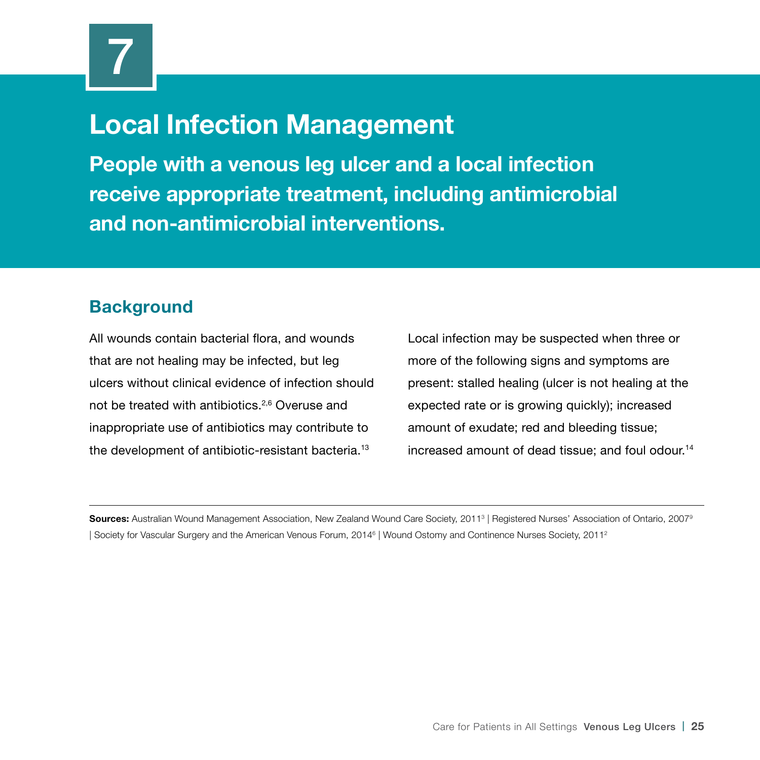# 7

## Local Infection Management

**People with a venous leg ulcer and a local infection receive appropriate treatment, including antimicrobial and non-antimicrobial interventions.**

### Background

All wounds contain bacterial flora, and wounds that are not healing may be infected, but leg ulcers without clinical evidence of infection should not be treated with antibiotics.[2,6] Overuse and inappropriate use of antibiotics may contribute to the development of antibiotic-resistant bacteria.[13]

Local infection may be suspected when three or more of the following signs and symptoms are present: stalled healing (ulcer is not healing at the expected rate or is growing quickly); increased amount of exudate; red and bleeding tissue; increased amount of dead tissue; and foul odour.[14]

---

**Sources:** Australian Wound Management Association, New Zealand Wound Care Society, 2011[3] | Registered Nurses' Association of Ontario, 2007[9] | Society for Vascular Surgery and the American Venous Forum, 2014[6] | Wound Ostomy and Continence Nurses Society, 2011[2]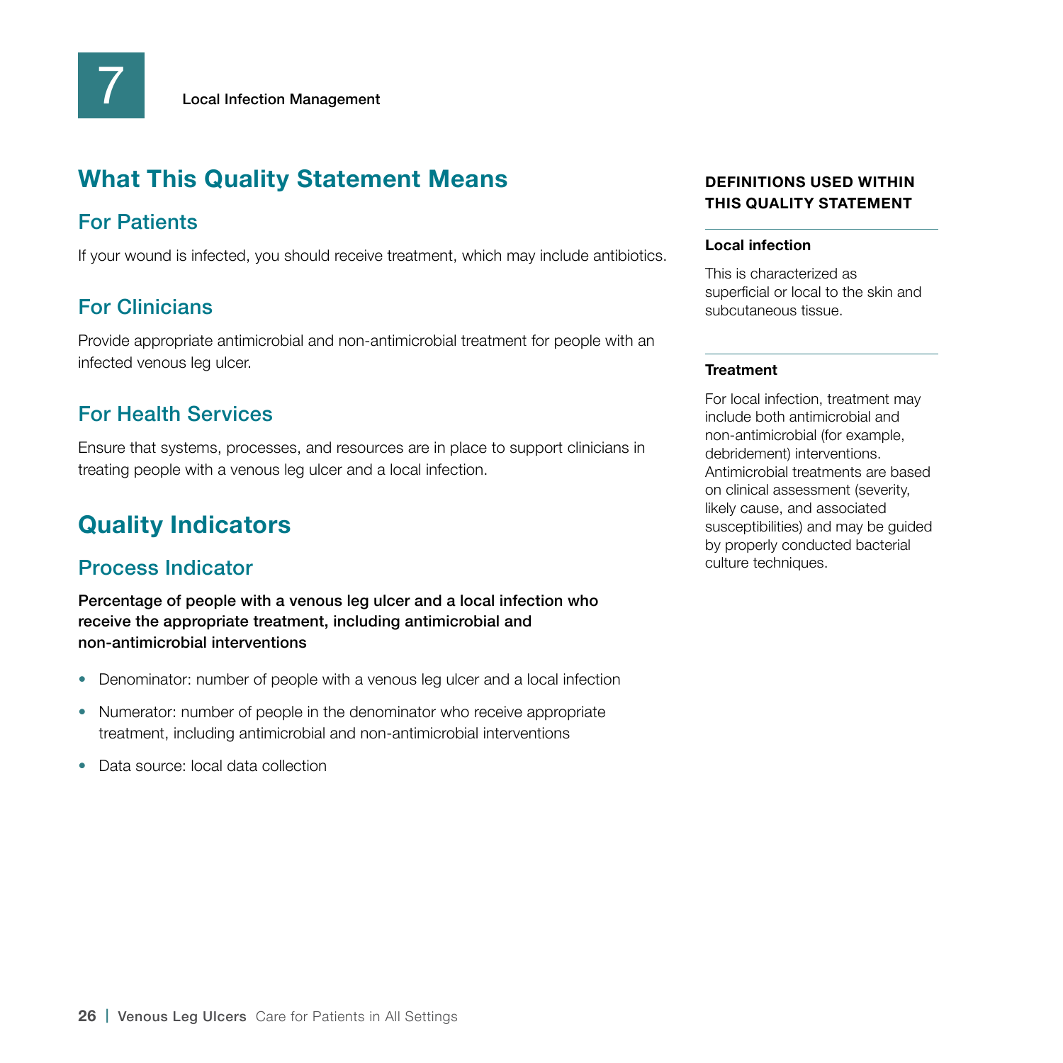# 7 Local Infection Management

## What This Quality Statement Means

### For Patients

If your wound is infected, you should receive treatment, which may include antibiotics.

### For Clinicians

Provide appropriate antimicrobial and non-antimicrobial treatment for people with an infected venous leg ulcer.

### For Health Services

Ensure that systems, processes, and resources are in place to support clinicians in treating people with a venous leg ulcer and a local infection.

## Quality Indicators

### Process Indicator

**Percentage of people with a venous leg ulcer and a local infection who receive the appropriate treatment, including antimicrobial and non-antimicrobial interventions**

- Denominator: number of people with a venous leg ulcer and a local infection
- Numerator: number of people in the denominator who receive appropriate treatment, including antimicrobial and non-antimicrobial interventions
- Data source: local data collection

**DEFINITIONS USED WITHIN THIS QUALITY STATEMENT**

**Local infection**

This is characterized as superficial or local to the skin and subcutaneous tissue.

**Treatment**

For local infection, treatment may include both antimicrobial and non-antimicrobial (for example, debridement) interventions. Antimicrobial treatments are based on clinical assessment (severity, likely cause, and associated susceptibilities) and may be guided by properly conducted bacterial culture techniques.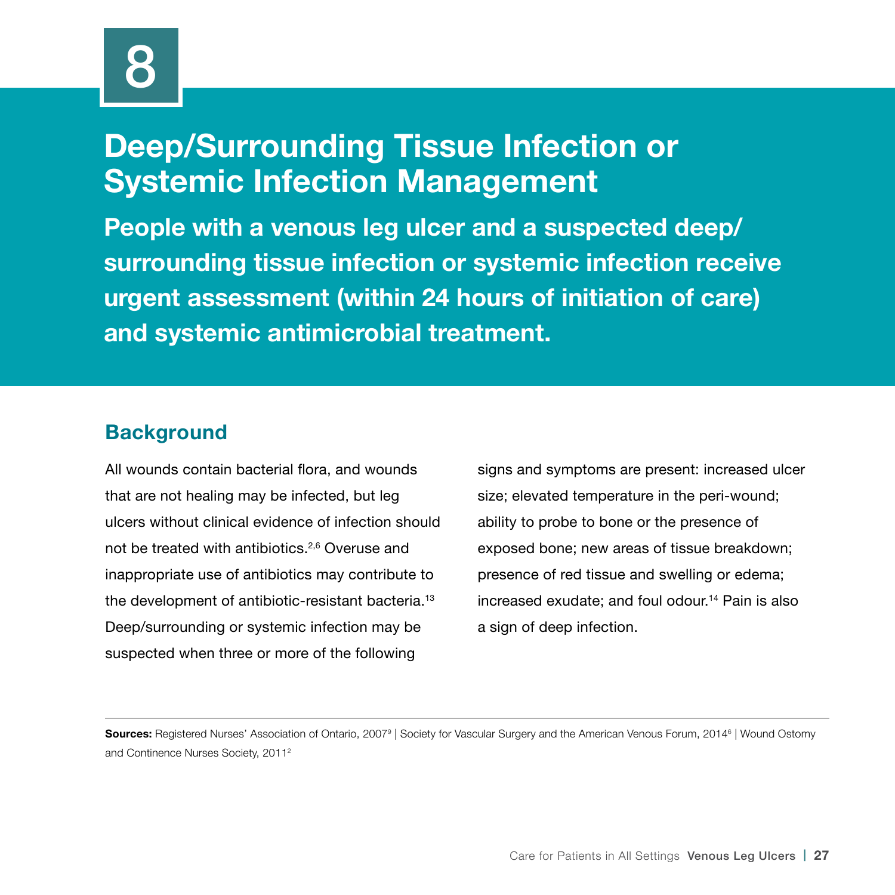# 8

# Deep/Surrounding Tissue Infection or Systemic Infection Management

**People with a venous leg ulcer and a suspected deep/surrounding tissue infection or systemic infection receive urgent assessment (within 24 hours of initiation of care) and systemic antimicrobial treatment.**

## Background

All wounds contain bacterial flora, and wounds that are not healing may be infected, but leg ulcers without clinical evidence of infection should not be treated with antibiotics.[2,6] Overuse and inappropriate use of antibiotics may contribute to the development of antibiotic-resistant bacteria.[13] Deep/surrounding or systemic infection may be suspected when three or more of the following signs and symptoms are present: increased ulcer size; elevated temperature in the peri-wound; ability to probe to bone or the presence of exposed bone; new areas of tissue breakdown; presence of red tissue and swelling or edema; increased exudate; and foul odour.[14] Pain is also a sign of deep infection.

**Sources:** Registered Nurses' Association of Ontario, 2007[9] | Society for Vascular Surgery and the American Venous Forum, 2014[6] | Wound Ostomy and Continence Nurses Society, 2011[2]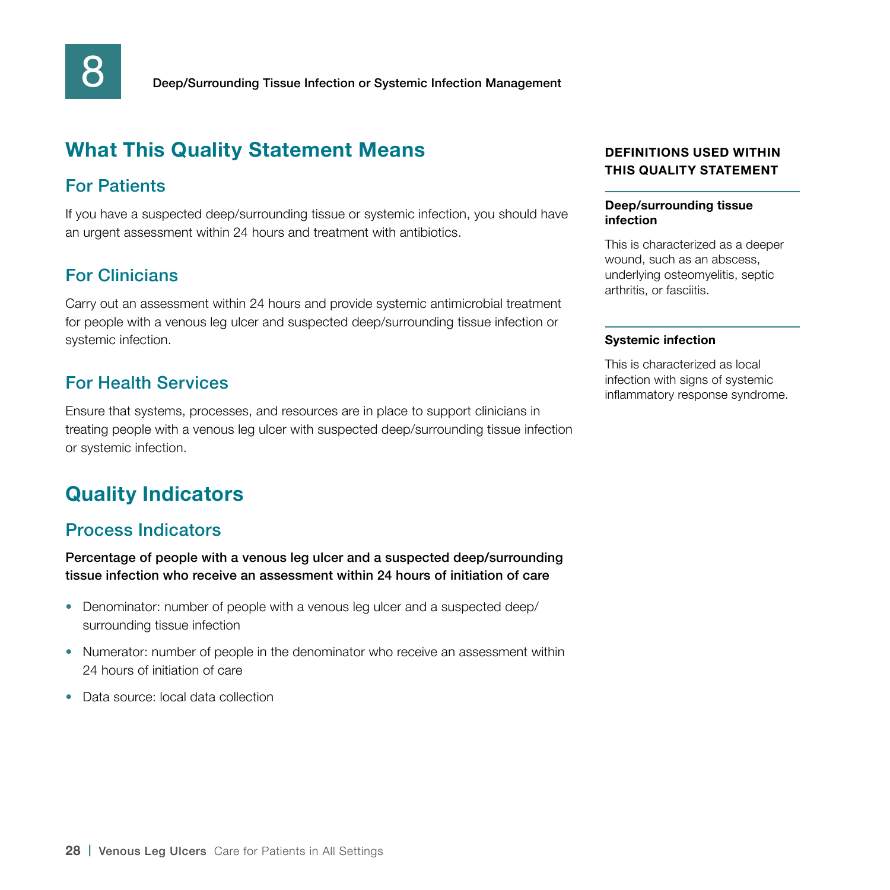# What This Quality Statement Means

## For Patients

If you have a suspected deep/surrounding tissue or systemic infection, you should have an urgent assessment within 24 hours and treatment with antibiotics.

## For Clinicians

Carry out an assessment within 24 hours and provide systemic antimicrobial treatment for people with a venous leg ulcer and suspected deep/surrounding tissue infection or systemic infection.

## For Health Services

Ensure that systems, processes, and resources are in place to support clinicians in treating people with a venous leg ulcer with suspected deep/surrounding tissue infection or systemic infection.

# Quality Indicators

## Process Indicators

**Percentage of people with a venous leg ulcer and a suspected deep/surrounding tissue infection who receive an assessment within 24 hours of initiation of care**

- Denominator: number of people with a venous leg ulcer and a suspected deep/surrounding tissue infection
- Numerator: number of people in the denominator who receive an assessment within 24 hours of initiation of care
- Data source: local data collection

**DEFINITIONS USED WITHIN THIS QUALITY STATEMENT**

**Deep/surrounding tissue infection**

This is characterized as a deeper wound, such as an abscess, underlying osteomyelitis, septic arthritis, or fasciitis.

**Systemic infection**

This is characterized as local infection with signs of systemic inflammatory response syndrome.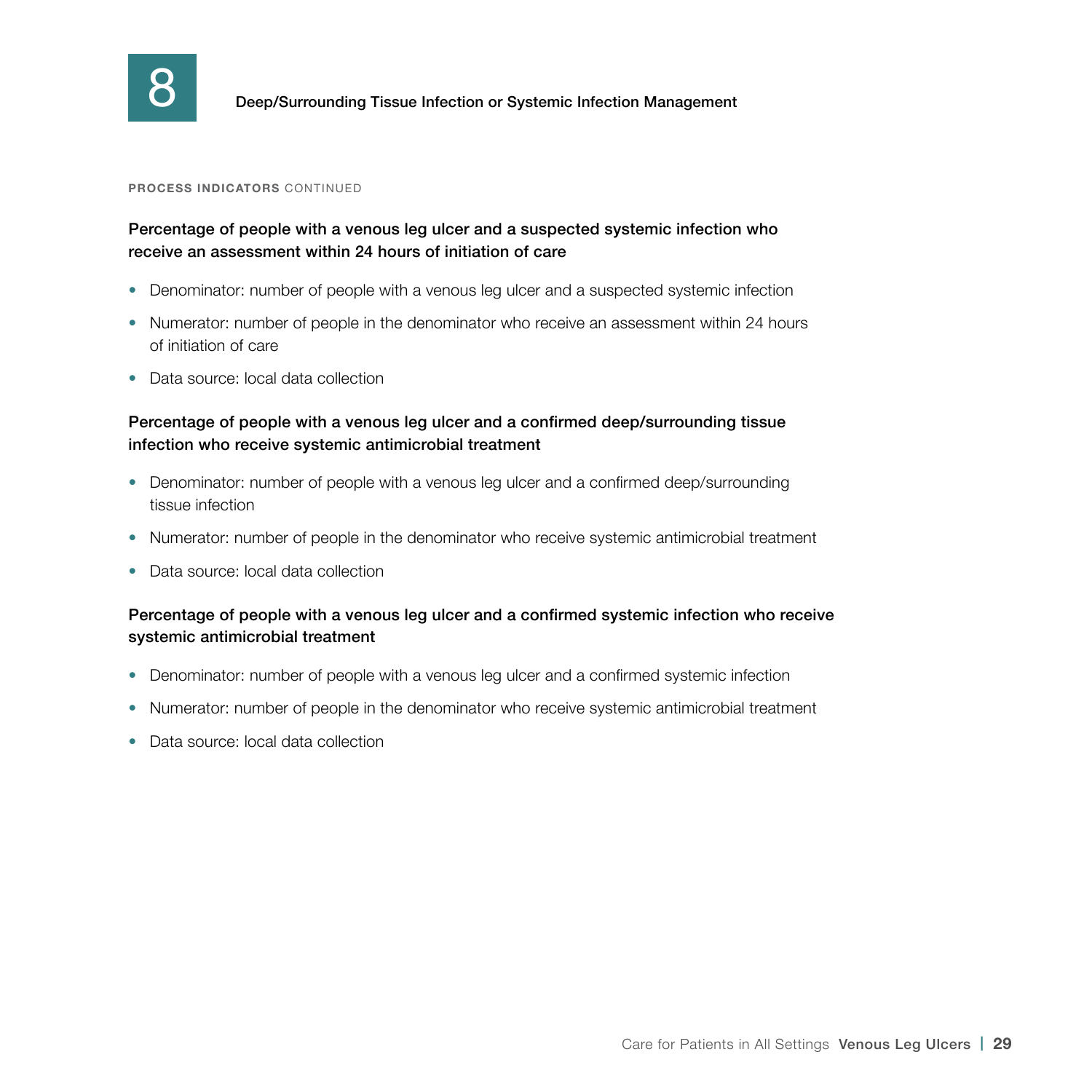# 8 Deep/Surrounding Tissue Infection or Systemic Infection Management

**PROCESS INDICATORS** CONTINUED

### Percentage of people with a venous leg ulcer and a suspected systemic infection who receive an assessment within 24 hours of initiation of care

- Denominator: number of people with a venous leg ulcer and a suspected systemic infection
- Numerator: number of people in the denominator who receive an assessment within 24 hours of initiation of care
- Data source: local data collection

### Percentage of people with a venous leg ulcer and a confirmed deep/surrounding tissue infection who receive systemic antimicrobial treatment

- Denominator: number of people with a venous leg ulcer and a confirmed deep/surrounding tissue infection
- Numerator: number of people in the denominator who receive systemic antimicrobial treatment
- Data source: local data collection

### Percentage of people with a venous leg ulcer and a confirmed systemic infection who receive systemic antimicrobial treatment

- Denominator: number of people with a venous leg ulcer and a confirmed systemic infection
- Numerator: number of people in the denominator who receive systemic antimicrobial treatment
- Data source: local data collection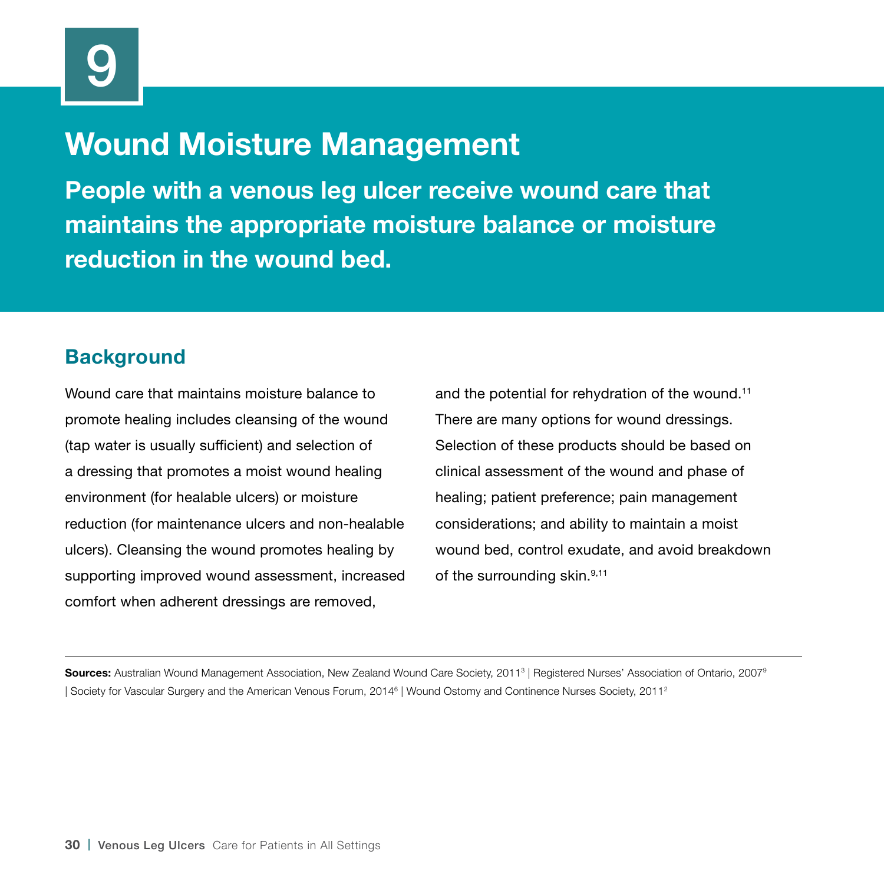# 9

# Wound Moisture Management

**People with a venous leg ulcer receive wound care that maintains the appropriate moisture balance or moisture reduction in the wound bed.**

## Background

Wound care that maintains moisture balance to promote healing includes cleansing of the wound (tap water is usually sufficient) and selection of a dressing that promotes a moist wound healing environment (for healable ulcers) or moisture reduction (for maintenance ulcers and non-healable ulcers). Cleansing the wound promotes healing by supporting improved wound assessment, increased comfort when adherent dressings are removed, and the potential for rehydration of the wound.[11] There are many options for wound dressings. Selection of these products should be based on clinical assessment of the wound and phase of healing; patient preference; pain management considerations; and ability to maintain a moist wound bed, control exudate, and avoid breakdown of the surrounding skin.[9,11]

---

**Sources:** Australian Wound Management Association, New Zealand Wound Care Society, 2011[3] | Registered Nurses' Association of Ontario, 2007[9] | Society for Vascular Surgery and the American Venous Forum, 2014[6] | Wound Ostomy and Continence Nurses Society, 2011[2]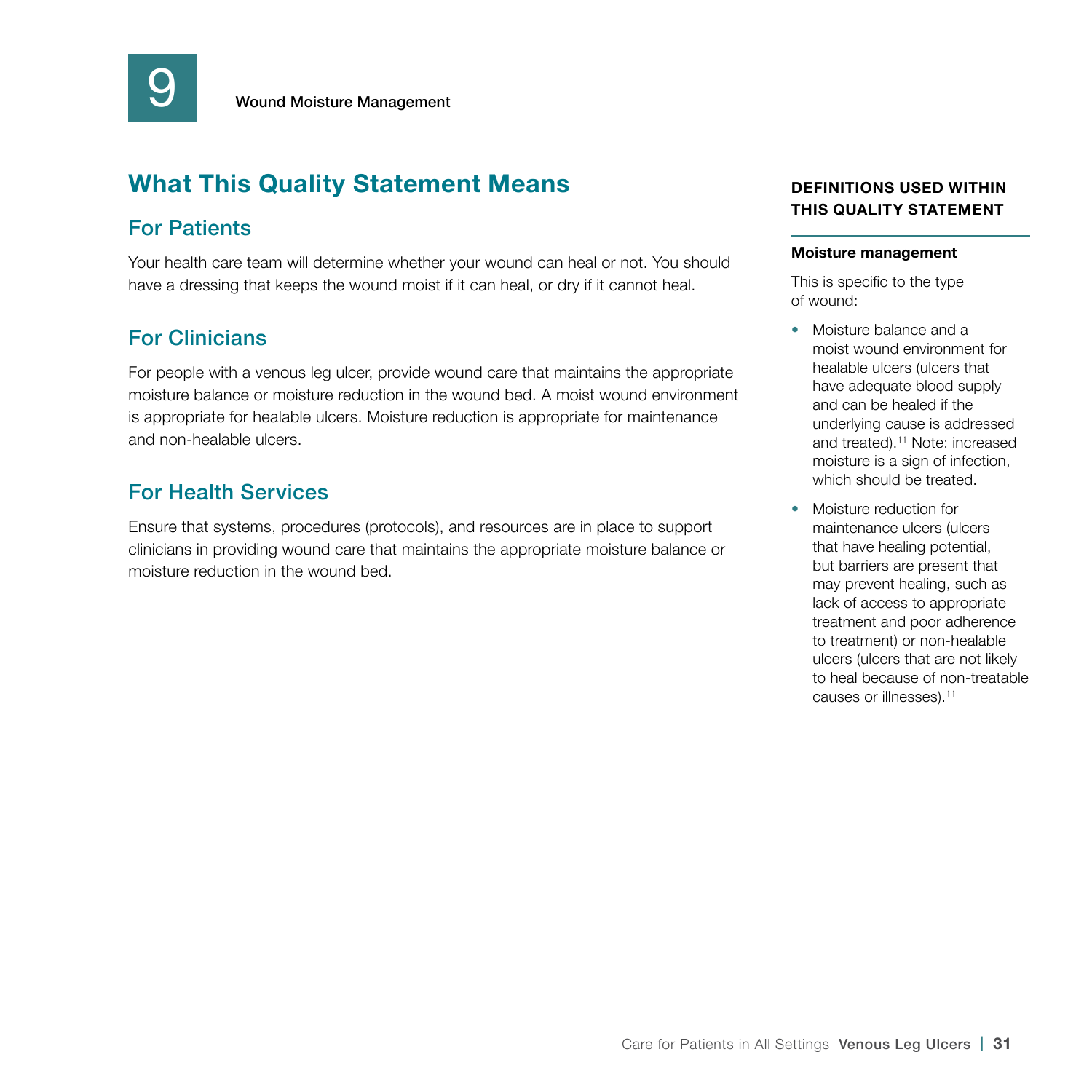# 9 Wound Moisture Management

## What This Quality Statement Means

### For Patients

Your health care team will determine whether your wound can heal or not. You should have a dressing that keeps the wound moist if it can heal, or dry if it cannot heal.

### For Clinicians

For people with a venous leg ulcer, provide wound care that maintains the appropriate moisture balance or moisture reduction in the wound bed. A moist wound environment is appropriate for healable ulcers. Moisture reduction is appropriate for maintenance and non-healable ulcers.

### For Health Services

Ensure that systems, procedures (protocols), and resources are in place to support clinicians in providing wound care that maintains the appropriate moisture balance or moisture reduction in the wound bed.

**DEFINITIONS USED WITHIN THIS QUALITY STATEMENT**

**Moisture management**

This is specific to the type of wound:

- Moisture balance and a moist wound environment for healable ulcers (ulcers that have adequate blood supply and can be healed if the underlying cause is addressed and treated).[11] Note: increased moisture is a sign of infection, which should be treated.
- Moisture reduction for maintenance ulcers (ulcers that have healing potential, but barriers are present that may prevent healing, such as lack of access to appropriate treatment and poor adherence to treatment) or non-healable ulcers (ulcers that are not likely to heal because of non-treatable causes or illnesses).[11]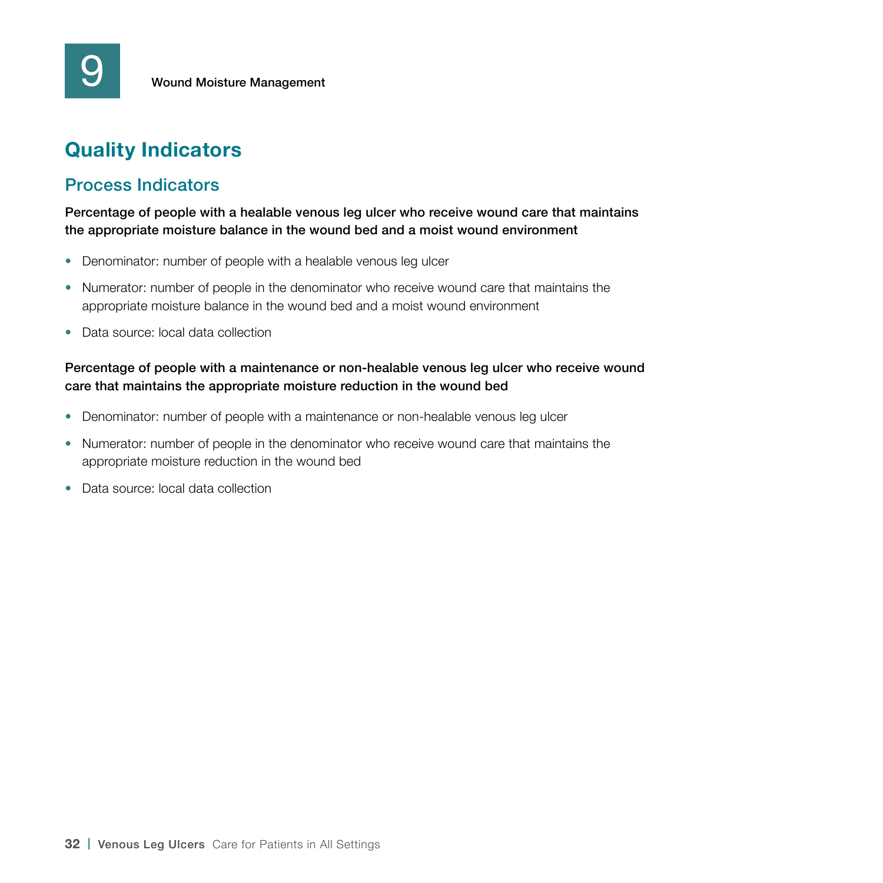## Quality Indicators

### Process Indicators

**Percentage of people with a healable venous leg ulcer who receive wound care that maintains the appropriate moisture balance in the wound bed and a moist wound environment**

- Denominator: number of people with a healable venous leg ulcer
- Numerator: number of people in the denominator who receive wound care that maintains the appropriate moisture balance in the wound bed and a moist wound environment
- Data source: local data collection

**Percentage of people with a maintenance or non-healable venous leg ulcer who receive wound care that maintains the appropriate moisture reduction in the wound bed**

- Denominator: number of people with a maintenance or non-healable venous leg ulcer
- Numerator: number of people in the denominator who receive wound care that maintains the appropriate moisture reduction in the wound bed
- Data source: local data collection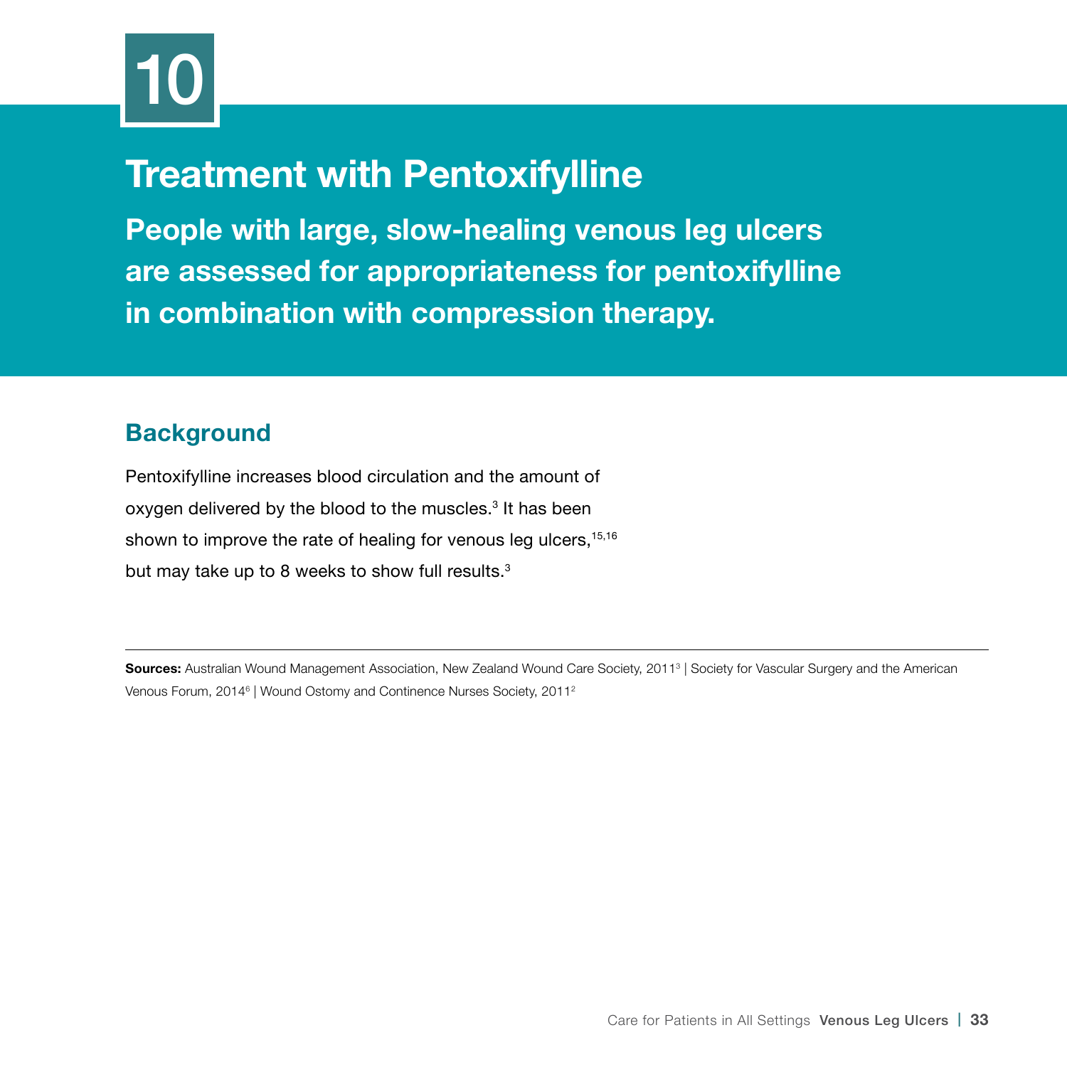# 10

# Treatment with Pentoxifylline

## People with large, slow-healing venous leg ulcers are assessed for appropriateness for pentoxifylline in combination with compression therapy.

### Background

Pentoxifylline increases blood circulation and the amount of oxygen delivered by the blood to the muscles.[3] It has been shown to improve the rate of healing for venous leg ulcers,[15,16] but may take up to 8 weeks to show full results.[3]

---

**Sources:** Australian Wound Management Association, New Zealand Wound Care Society, 2011[3] | Society for Vascular Surgery and the American Venous Forum, 2014[6] | Wound Ostomy and Continence Nurses Society, 2011[2]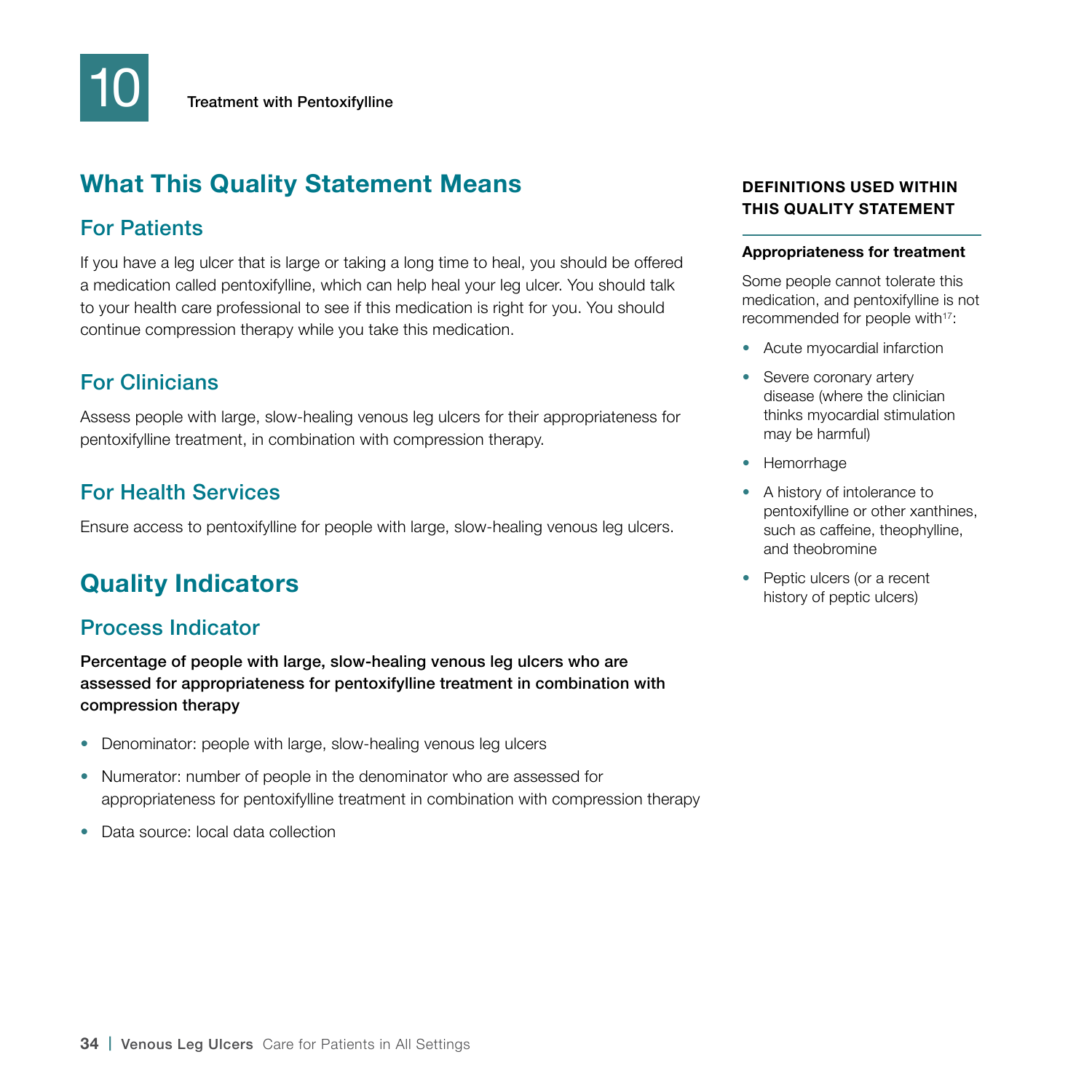# 10 Treatment with Pentoxifylline

## What This Quality Statement Means

### For Patients

If you have a leg ulcer that is large or taking a long time to heal, you should be offered a medication called pentoxifylline, which can help heal your leg ulcer. You should talk to your health care professional to see if this medication is right for you. You should continue compression therapy while you take this medication.

### For Clinicians

Assess people with large, slow-healing venous leg ulcers for their appropriateness for pentoxifylline treatment, in combination with compression therapy.

### For Health Services

Ensure access to pentoxifylline for people with large, slow-healing venous leg ulcers.

## Quality Indicators

### Process Indicator

**Percentage of people with large, slow-healing venous leg ulcers who are assessed for appropriateness for pentoxifylline treatment in combination with compression therapy**

- Denominator: people with large, slow-healing venous leg ulcers
- Numerator: number of people in the denominator who are assessed for appropriateness for pentoxifylline treatment in combination with compression therapy
- Data source: local data collection

**DEFINITIONS USED WITHIN THIS QUALITY STATEMENT**

**Appropriateness for treatment**

Some people cannot tolerate this medication, and pentoxifylline is not recommended for people with[17]:

- Acute myocardial infarction
- Severe coronary artery disease (where the clinician thinks myocardial stimulation may be harmful)
- Hemorrhage
- A history of intolerance to pentoxifylline or other xanthines, such as caffeine, theophylline, and theobromine
- Peptic ulcers (or a recent history of peptic ulcers)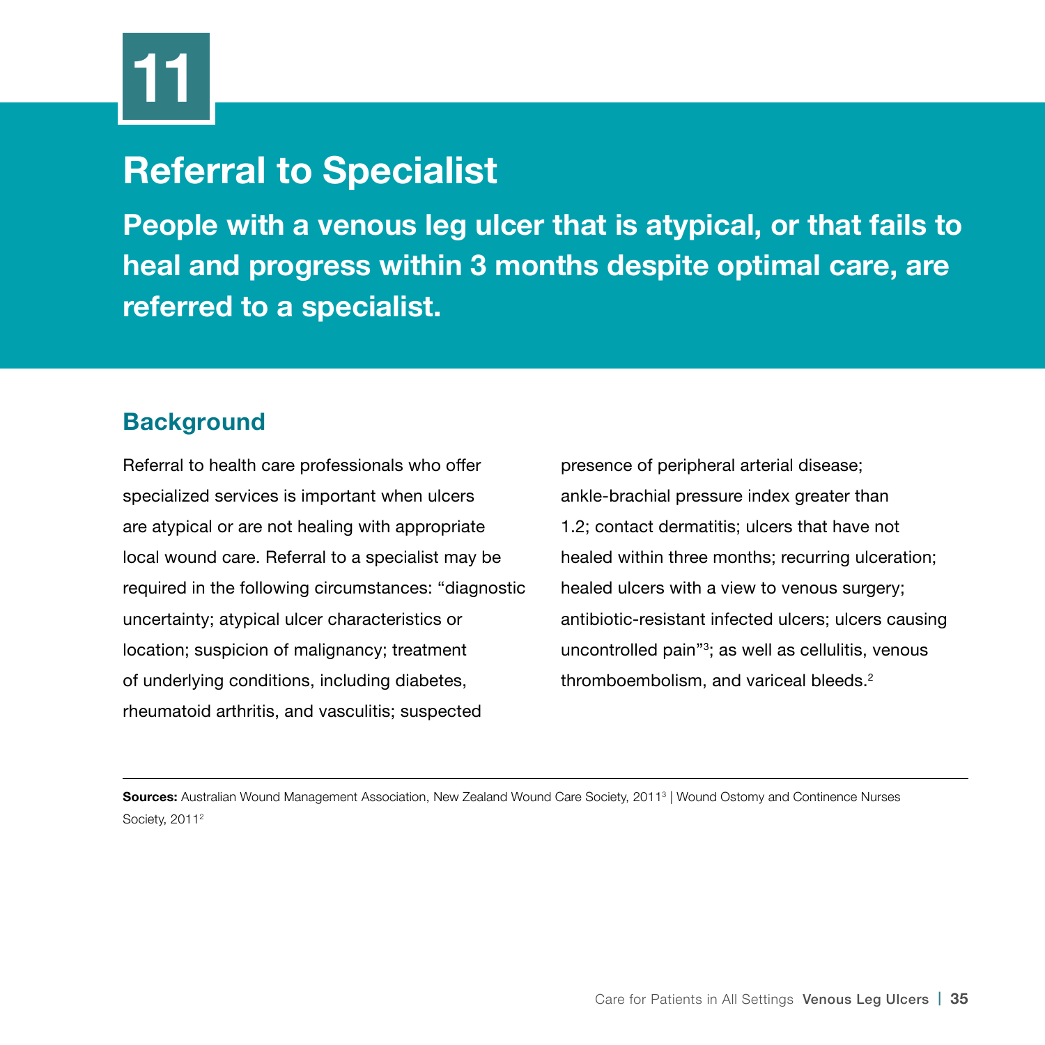# 11

# Referral to Specialist

**People with a venous leg ulcer that is atypical, or that fails to heal and progress within 3 months despite optimal care, are referred to a specialist.**

## Background

Referral to health care professionals who offer specialized services is important when ulcers are atypical or are not healing with appropriate local wound care. Referral to a specialist may be required in the following circumstances: "diagnostic uncertainty; atypical ulcer characteristics or location; suspicion of malignancy; treatment of underlying conditions, including diabetes, rheumatoid arthritis, and vasculitis; suspected presence of peripheral arterial disease; ankle-brachial pressure index greater than 1.2; contact dermatitis; ulcers that have not healed within three months; recurring ulceration; healed ulcers with a view to venous surgery; antibiotic-resistant infected ulcers; ulcers causing uncontrolled pain"[3]; as well as cellulitis, venous thromboembolism, and variceal bleeds.[2]

---

**Sources:** Australian Wound Management Association, New Zealand Wound Care Society, 2011[3] | Wound Ostomy and Continence Nurses Society, 2011[2]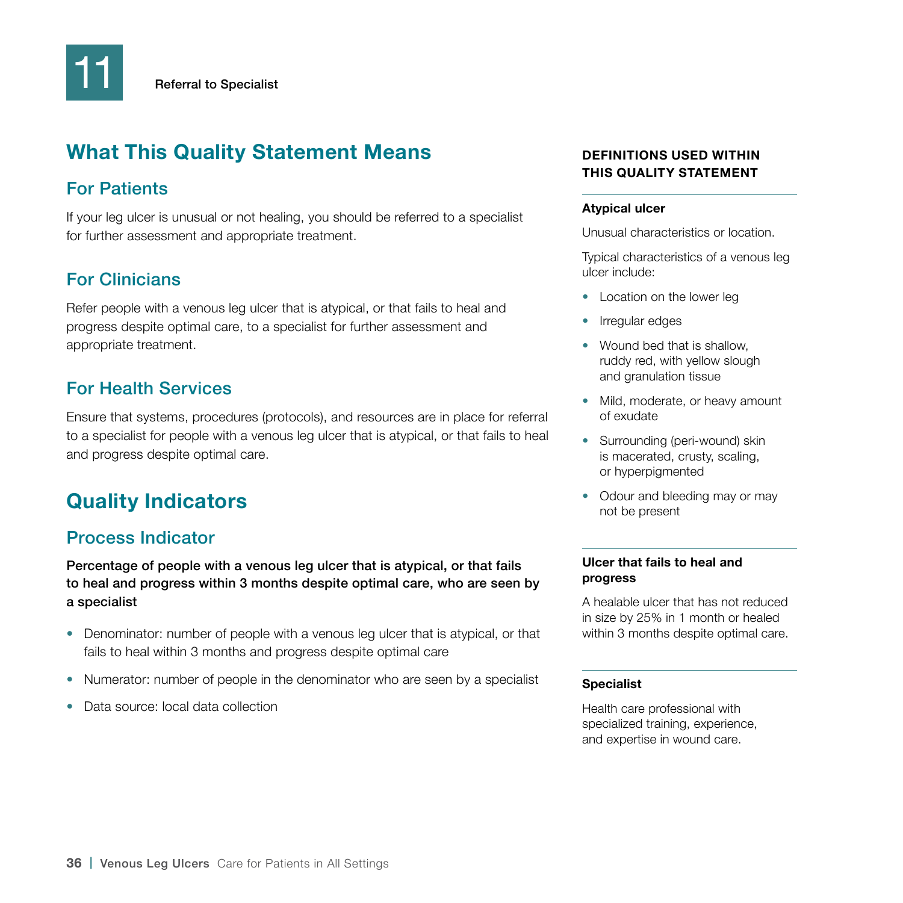# 11 Referral to Specialist

## What This Quality Statement Means

### For Patients

If your leg ulcer is unusual or not healing, you should be referred to a specialist for further assessment and appropriate treatment.

### For Clinicians

Refer people with a venous leg ulcer that is atypical, or that fails to heal and progress despite optimal care, to a specialist for further assessment and appropriate treatment.

### For Health Services

Ensure that systems, procedures (protocols), and resources are in place for referral to a specialist for people with a venous leg ulcer that is atypical, or that fails to heal and progress despite optimal care.

## Quality Indicators

### Process Indicator

**Percentage of people with a venous leg ulcer that is atypical, or that fails to heal and progress within 3 months despite optimal care, who are seen by a specialist**

- Denominator: number of people with a venous leg ulcer that is atypical, or that fails to heal within 3 months and progress despite optimal care
- Numerator: number of people in the denominator who are seen by a specialist
- Data source: local data collection

**DEFINITIONS USED WITHIN THIS QUALITY STATEMENT**

**Atypical ulcer**

Unusual characteristics or location.

Typical characteristics of a venous leg ulcer include:

- Location on the lower leg
- Irregular edges
- Wound bed that is shallow, ruddy red, with yellow slough and granulation tissue
- Mild, moderate, or heavy amount of exudate
- Surrounding (peri-wound) skin is macerated, crusty, scaling, or hyperpigmented
- Odour and bleeding may or may not be present

**Ulcer that fails to heal and progress**

A healable ulcer that has not reduced in size by 25% in 1 month or healed within 3 months despite optimal care.

**Specialist**

Health care professional with specialized training, experience, and expertise in wound care.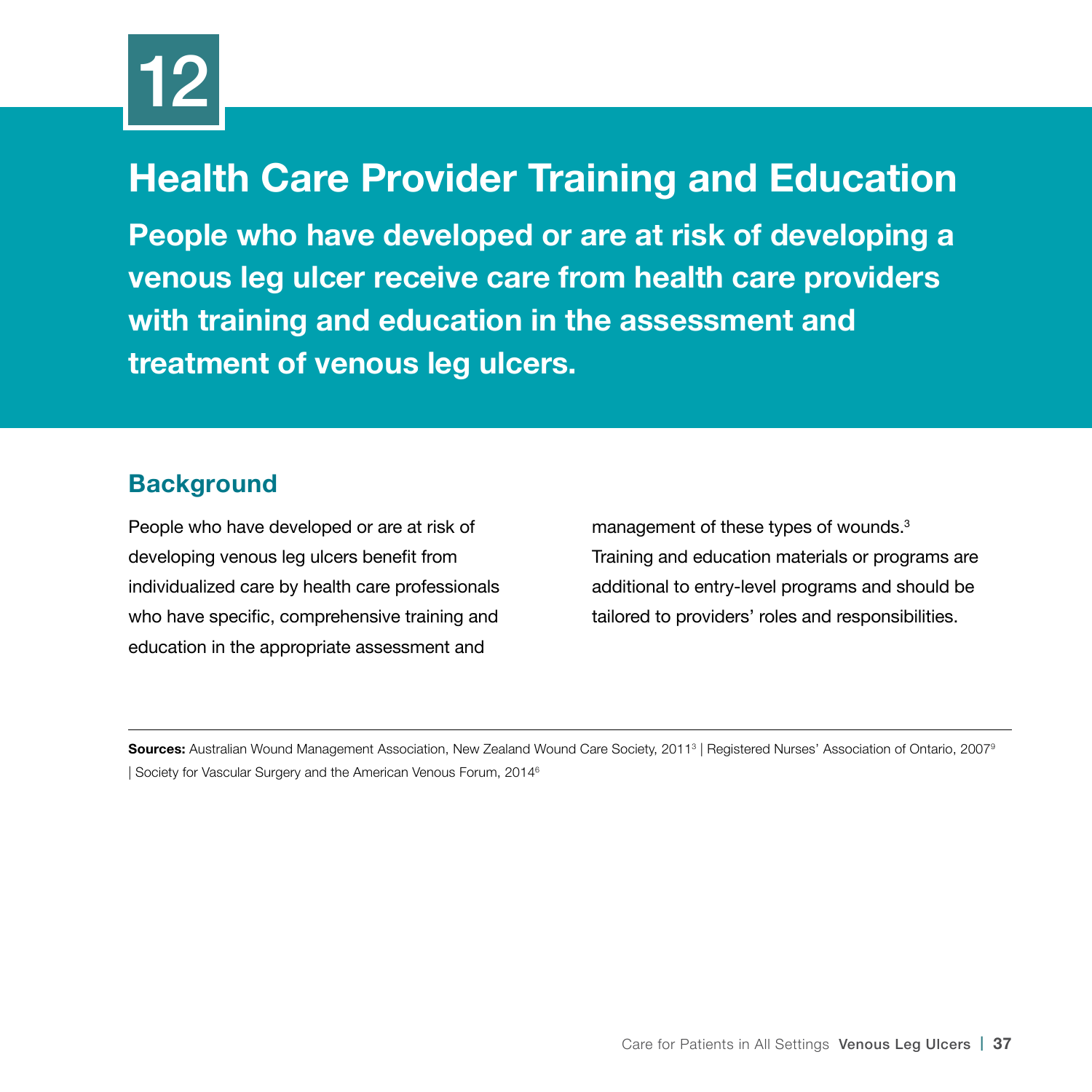# 12

# Health Care Provider Training and Education

**People who have developed or are at risk of developing a venous leg ulcer receive care from health care providers with training and education in the assessment and treatment of venous leg ulcers.**

## Background

People who have developed or are at risk of developing venous leg ulcers benefit from individualized care by health care professionals who have specific, comprehensive training and education in the appropriate assessment and management of these types of wounds.[3] Training and education materials or programs are additional to entry-level programs and should be tailored to providers' roles and responsibilities.

---

**Sources:** Australian Wound Management Association, New Zealand Wound Care Society, 2011[3] | Registered Nurses' Association of Ontario, 2007[9] | Society for Vascular Surgery and the American Venous Forum, 2014[6]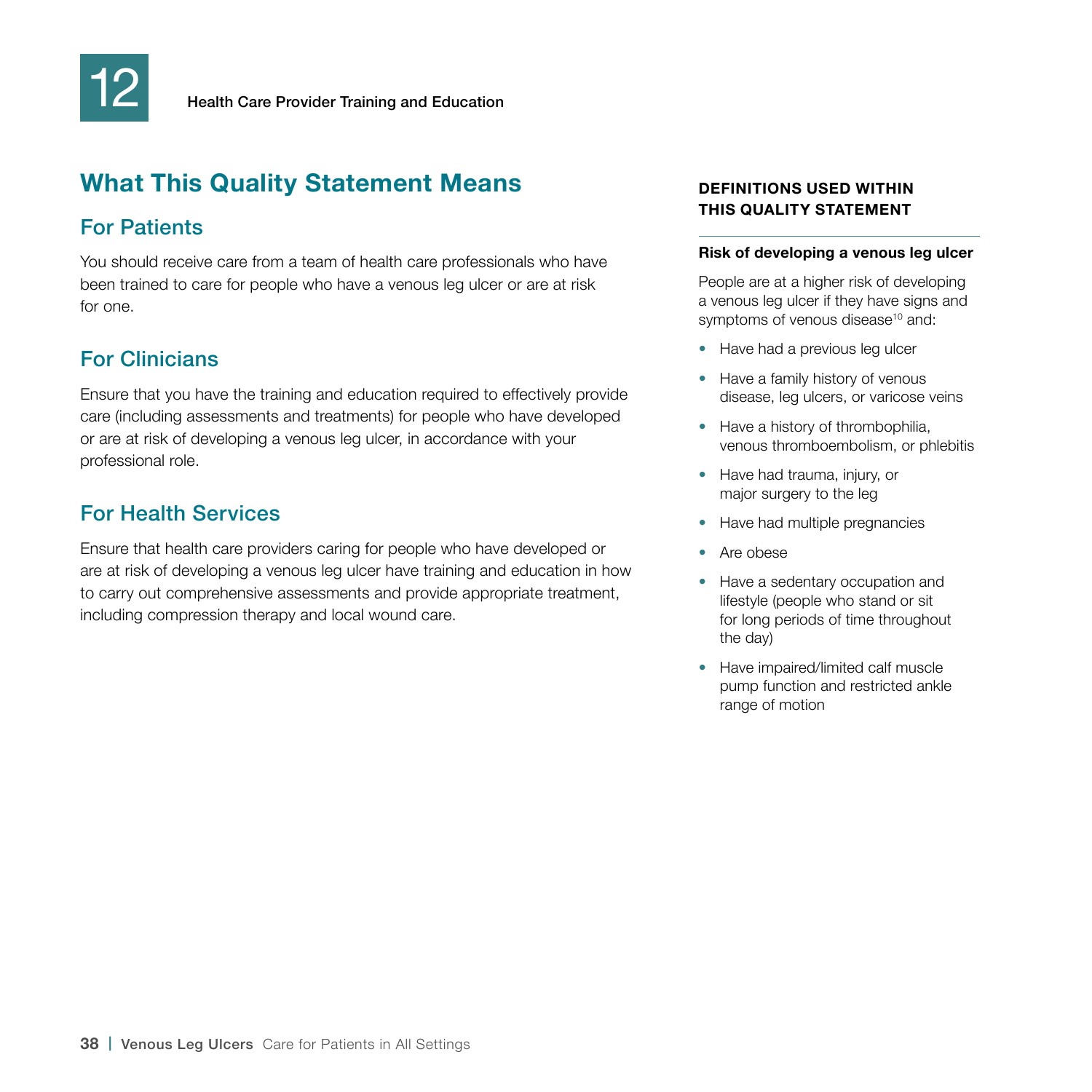# 12 Health Care Provider Training and Education

## What This Quality Statement Means

### For Patients

You should receive care from a team of health care professionals who have been trained to care for people who have a venous leg ulcer or are at risk for one.

### For Clinicians

Ensure that you have the training and education required to effectively provide care (including assessments and treatments) for people who have developed or are at risk of developing a venous leg ulcer, in accordance with your professional role.

### For Health Services

Ensure that health care providers caring for people who have developed or are at risk of developing a venous leg ulcer have training and education in how to carry out comprehensive assessments and provide appropriate treatment, including compression therapy and local wound care.

### DEFINITIONS USED WITHIN THIS QUALITY STATEMENT

**Risk of developing a venous leg ulcer**

People are at a higher risk of developing a venous leg ulcer if they have signs and symptoms of venous disease[10] and:

- Have had a previous leg ulcer
- Have a family history of venous disease, leg ulcers, or varicose veins
- Have a history of thrombophilia, venous thromboembolism, or phlebitis
- Have had trauma, injury, or major surgery to the leg
- Have had multiple pregnancies
- Are obese
- Have a sedentary occupation and lifestyle (people who stand or sit for long periods of time throughout the day)
- Have impaired/limited calf muscle pump function and restricted ankle range of motion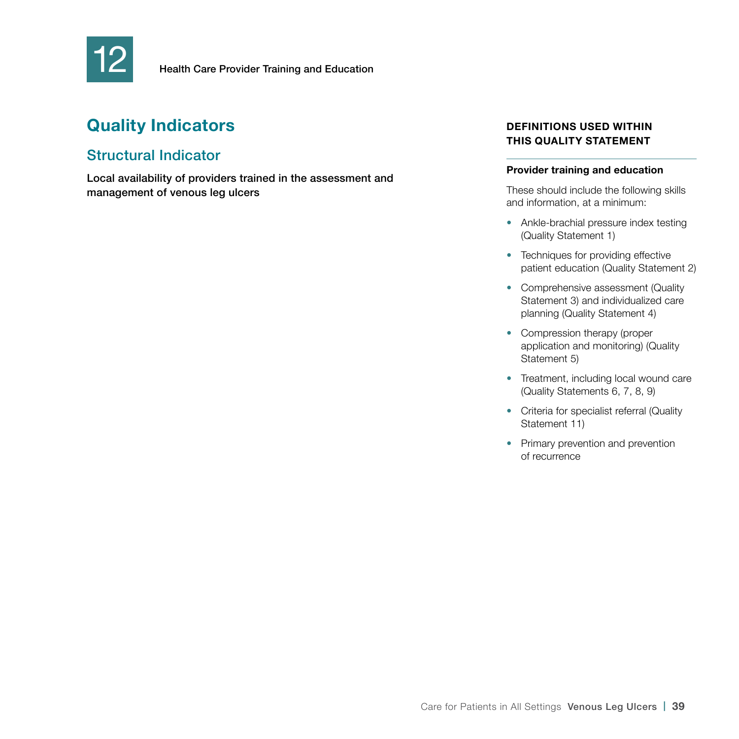# 12 Health Care Provider Training and Education

## Quality Indicators

### Structural Indicator

**Local availability of providers trained in the assessment and management of venous leg ulcers**

**DEFINITIONS USED WITHIN THIS QUALITY STATEMENT**

**Provider training and education**

These should include the following skills and information, at a minimum:

- Ankle-brachial pressure index testing (Quality Statement 1)
- Techniques for providing effective patient education (Quality Statement 2)
- Comprehensive assessment (Quality Statement 3) and individualized care planning (Quality Statement 4)
- Compression therapy (proper application and monitoring) (Quality Statement 5)
- Treatment, including local wound care (Quality Statements 6, 7, 8, 9)
- Criteria for specialist referral (Quality Statement 11)
- Primary prevention and prevention of recurrence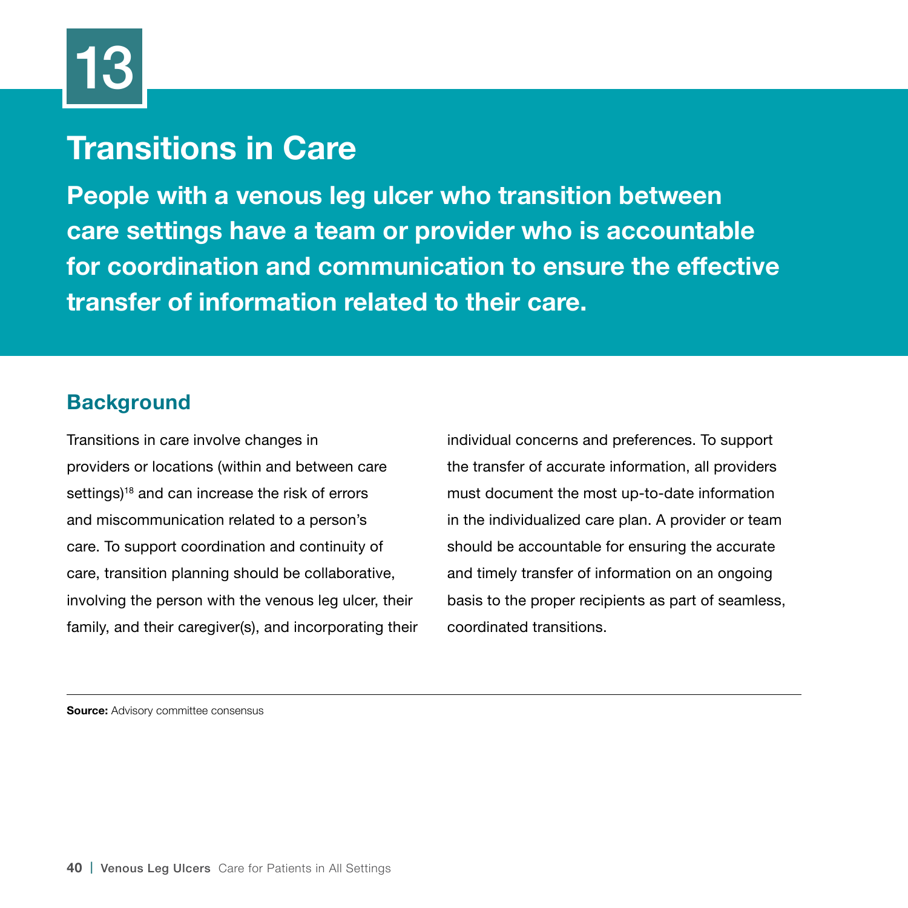# 13

# Transitions in Care

**People with a venous leg ulcer who transition between care settings have a team or provider who is accountable for coordination and communication to ensure the effective transfer of information related to their care.**

## Background

Transitions in care involve changes in providers or locations (within and between care settings)[18] and can increase the risk of errors and miscommunication related to a person's care. To support coordination and continuity of care, transition planning should be collaborative, involving the person with the venous leg ulcer, their family, and their caregiver(s), and incorporating their individual concerns and preferences. To support the transfer of accurate information, all providers must document the most up-to-date information in the individualized care plan. A provider or team should be accountable for ensuring the accurate and timely transfer of information on an ongoing basis to the proper recipients as part of seamless, coordinated transitions.

---

**Source:** Advisory committee consensus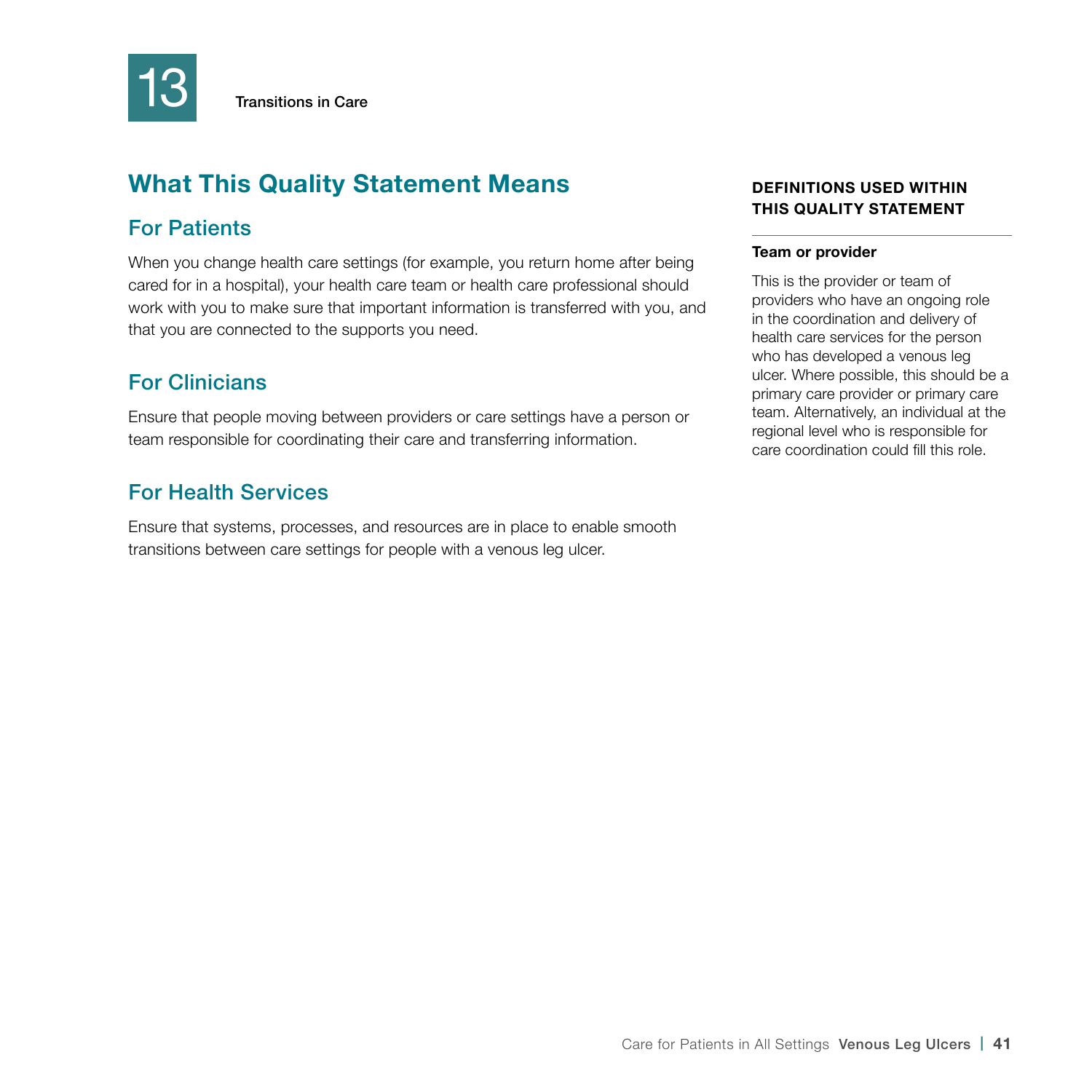# 13 Transitions in Care

## What This Quality Statement Means

### For Patients

When you change health care settings (for example, you return home after being cared for in a hospital), your health care team or health care professional should work with you to make sure that important information is transferred with you, and that you are connected to the supports you need.

### For Clinicians

Ensure that people moving between providers or care settings have a person or team responsible for coordinating their care and transferring information.

### For Health Services

Ensure that systems, processes, and resources are in place to enable smooth transitions between care settings for people with a venous leg ulcer.

**DEFINITIONS USED WITHIN THIS QUALITY STATEMENT**

**Team or provider**

This is the provider or team of providers who have an ongoing role in the coordination and delivery of health care services for the person who has developed a venous leg ulcer. Where possible, this should be a primary care provider or primary care team. Alternatively, an individual at the regional level who is responsible for care coordination could fill this role.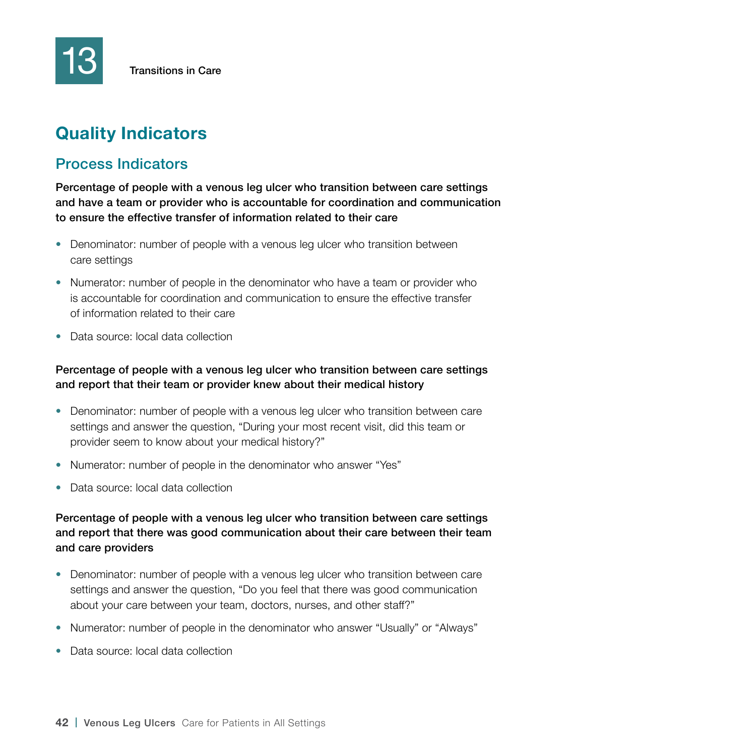# 13 Transitions in Care

## Quality Indicators

### Process Indicators

**Percentage of people with a venous leg ulcer who transition between care settings and have a team or provider who is accountable for coordination and communication to ensure the effective transfer of information related to their care**

- Denominator: number of people with a venous leg ulcer who transition between care settings
- Numerator: number of people in the denominator who have a team or provider who is accountable for coordination and communication to ensure the effective transfer of information related to their care
- Data source: local data collection

**Percentage of people with a venous leg ulcer who transition between care settings and report that their team or provider knew about their medical history**

- Denominator: number of people with a venous leg ulcer who transition between care settings and answer the question, "During your most recent visit, did this team or provider seem to know about your medical history?"
- Numerator: number of people in the denominator who answer "Yes"
- Data source: local data collection

**Percentage of people with a venous leg ulcer who transition between care settings and report that there was good communication about their care between their team and care providers**

- Denominator: number of people with a venous leg ulcer who transition between care settings and answer the question, "Do you feel that there was good communication about your care between your team, doctors, nurses, and other staff?"
- Numerator: number of people in the denominator who answer "Usually" or "Always"
- Data source: local data collection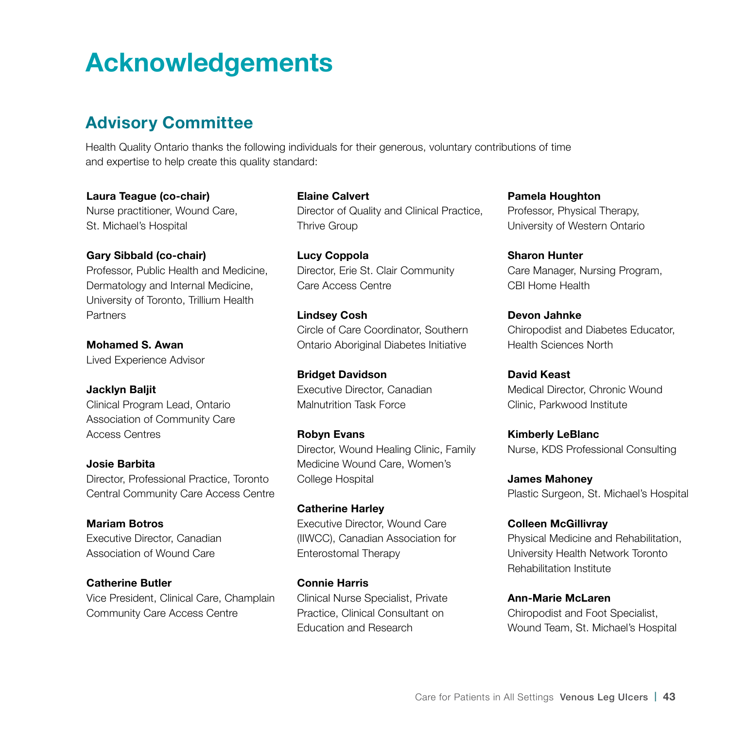# Acknowledgements

## Advisory Committee

Health Quality Ontario thanks the following individuals for their generous, voluntary contributions of time and expertise to help create this quality standard:

**Laura Teague (co-chair)**
Nurse practitioner, Wound Care, St. Michael's Hospital

**Gary Sibbald (co-chair)**
Professor, Public Health and Medicine, Dermatology and Internal Medicine, University of Toronto, Trillium Health Partners

**Mohamed S. Awan**
Lived Experience Advisor

**Jacklyn Baljit**
Clinical Program Lead, Ontario Association of Community Care Access Centres

**Josie Barbita**
Director, Professional Practice, Toronto Central Community Care Access Centre

**Mariam Botros**
Executive Director, Canadian Association of Wound Care

**Catherine Butler**
Vice President, Clinical Care, Champlain Community Care Access Centre

**Elaine Calvert**
Director of Quality and Clinical Practice, Thrive Group

**Lucy Coppola**
Director, Erie St. Clair Community Care Access Centre

**Lindsey Cosh**
Circle of Care Coordinator, Southern Ontario Aboriginal Diabetes Initiative

**Bridget Davidson**
Executive Director, Canadian Malnutrition Task Force

**Robyn Evans**
Director, Wound Healing Clinic, Family Medicine Wound Care, Women's College Hospital

**Catherine Harley**
Executive Director, Wound Care (IIWCC), Canadian Association for Enterostomal Therapy

**Connie Harris**
Clinical Nurse Specialist, Private Practice, Clinical Consultant on Education and Research

**Pamela Houghton**
Professor, Physical Therapy, University of Western Ontario

**Sharon Hunter**
Care Manager, Nursing Program, CBI Home Health

**Devon Jahnke**
Chiropodist and Diabetes Educator, Health Sciences North

**David Keast**
Medical Director, Chronic Wound Clinic, Parkwood Institute

**Kimberly LeBlanc**
Nurse, KDS Professional Consulting

**James Mahoney**
Plastic Surgeon, St. Michael's Hospital

**Colleen McGillivray**
Physical Medicine and Rehabilitation, University Health Network Toronto Rehabilitation Institute

**Ann-Marie McLaren**
Chiropodist and Foot Specialist, Wound Team, St. Michael's Hospital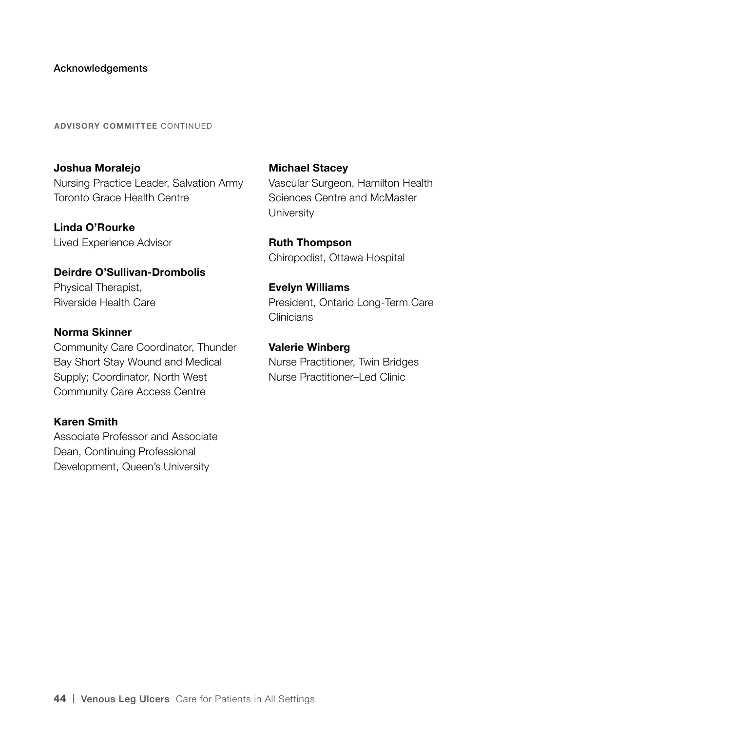Acknowledgements

**ADVISORY COMMITTEE** CONTINUED

**Joshua Moralejo**
Nursing Practice Leader, Salvation Army Toronto Grace Health Centre

**Linda O'Rourke**
Lived Experience Advisor

**Deirdre O'Sullivan-Drombolis**
Physical Therapist, Riverside Health Care

**Norma Skinner**
Community Care Coordinator, Thunder Bay Short Stay Wound and Medical Supply; Coordinator, North West Community Care Access Centre

**Karen Smith**
Associate Professor and Associate Dean, Continuing Professional Development, Queen's University

**Michael Stacey**
Vascular Surgeon, Hamilton Health Sciences Centre and McMaster University

**Ruth Thompson**
Chiropodist, Ottawa Hospital

**Evelyn Williams**
President, Ontario Long-Term Care Clinicians

**Valerie Winberg**
Nurse Practitioner, Twin Bridges Nurse Practitioner–Led Clinic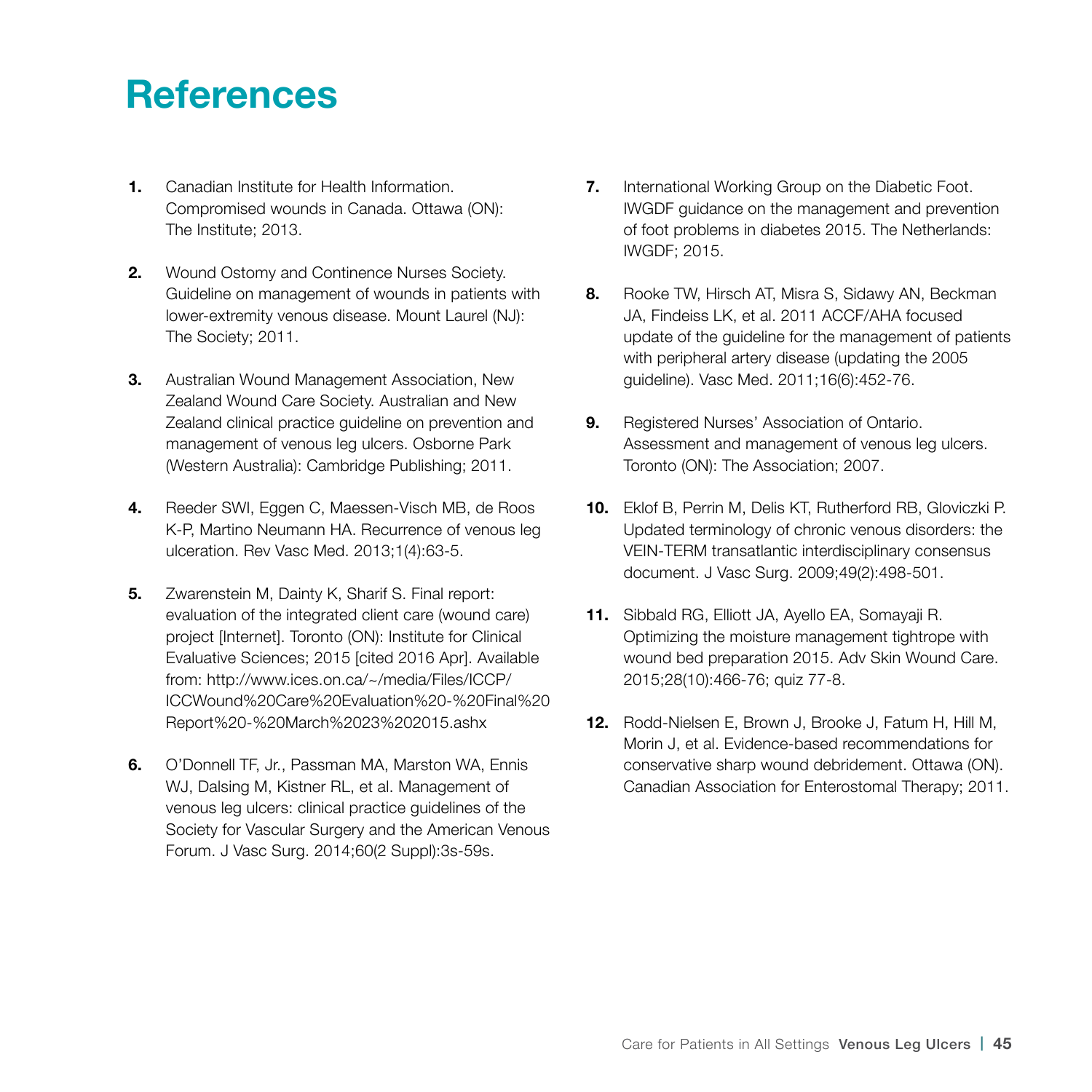# References

1. Canadian Institute for Health Information. Compromised wounds in Canada. Ottawa (ON): The Institute; 2013.

2. Wound Ostomy and Continence Nurses Society. Guideline on management of wounds in patients with lower-extremity venous disease. Mount Laurel (NJ): The Society; 2011.

3. Australian Wound Management Association, New Zealand Wound Care Society. Australian and New Zealand clinical practice guideline on prevention and management of venous leg ulcers. Osborne Park (Western Australia): Cambridge Publishing; 2011.

4. Reeder SWI, Eggen C, Maessen-Visch MB, de Roos K-P, Martino Neumann HA. Recurrence of venous leg ulceration. Rev Vasc Med. 2013;1(4):63-5.

5. Zwarenstein M, Dainty K, Sharif S. Final report: evaluation of the integrated client care (wound care) project [Internet]. Toronto (ON): Institute for Clinical Evaluative Sciences; 2015 [cited 2016 Apr]. Available from: http://www.ices.on.ca/~/media/Files/ICCP/ICCWound%20Care%20Evaluation%20-%20Final%20Report%20-%20March%2023%202015.ashx

6. O'Donnell TF, Jr., Passman MA, Marston WA, Ennis WJ, Dalsing M, Kistner RL, et al. Management of venous leg ulcers: clinical practice guidelines of the Society for Vascular Surgery and the American Venous Forum. J Vasc Surg. 2014;60(2 Suppl):3s-59s.

7. International Working Group on the Diabetic Foot. IWGDF guidance on the management and prevention of foot problems in diabetes 2015. The Netherlands: IWGDF; 2015.

8. Rooke TW, Hirsch AT, Misra S, Sidawy AN, Beckman JA, Findeiss LK, et al. 2011 ACCF/AHA focused update of the guideline for the management of patients with peripheral artery disease (updating the 2005 guideline). Vasc Med. 2011;16(6):452-76.

9. Registered Nurses' Association of Ontario. Assessment and management of venous leg ulcers. Toronto (ON): The Association; 2007.

10. Eklof B, Perrin M, Delis KT, Rutherford RB, Gloviczki P. Updated terminology of chronic venous disorders: the VEIN-TERM transatlantic interdisciplinary consensus document. J Vasc Surg. 2009;49(2):498-501.

11. Sibbald RG, Elliott JA, Ayello EA, Somayaji R. Optimizing the moisture management tightrope with wound bed preparation 2015. Adv Skin Wound Care. 2015;28(10):466-76; quiz 77-8.

12. Rodd-Nielsen E, Brown J, Brooke J, Fatum H, Hill M, Morin J, et al. Evidence-based recommendations for conservative sharp wound debridement. Ottawa (ON). Canadian Association for Enterostomal Therapy; 2011.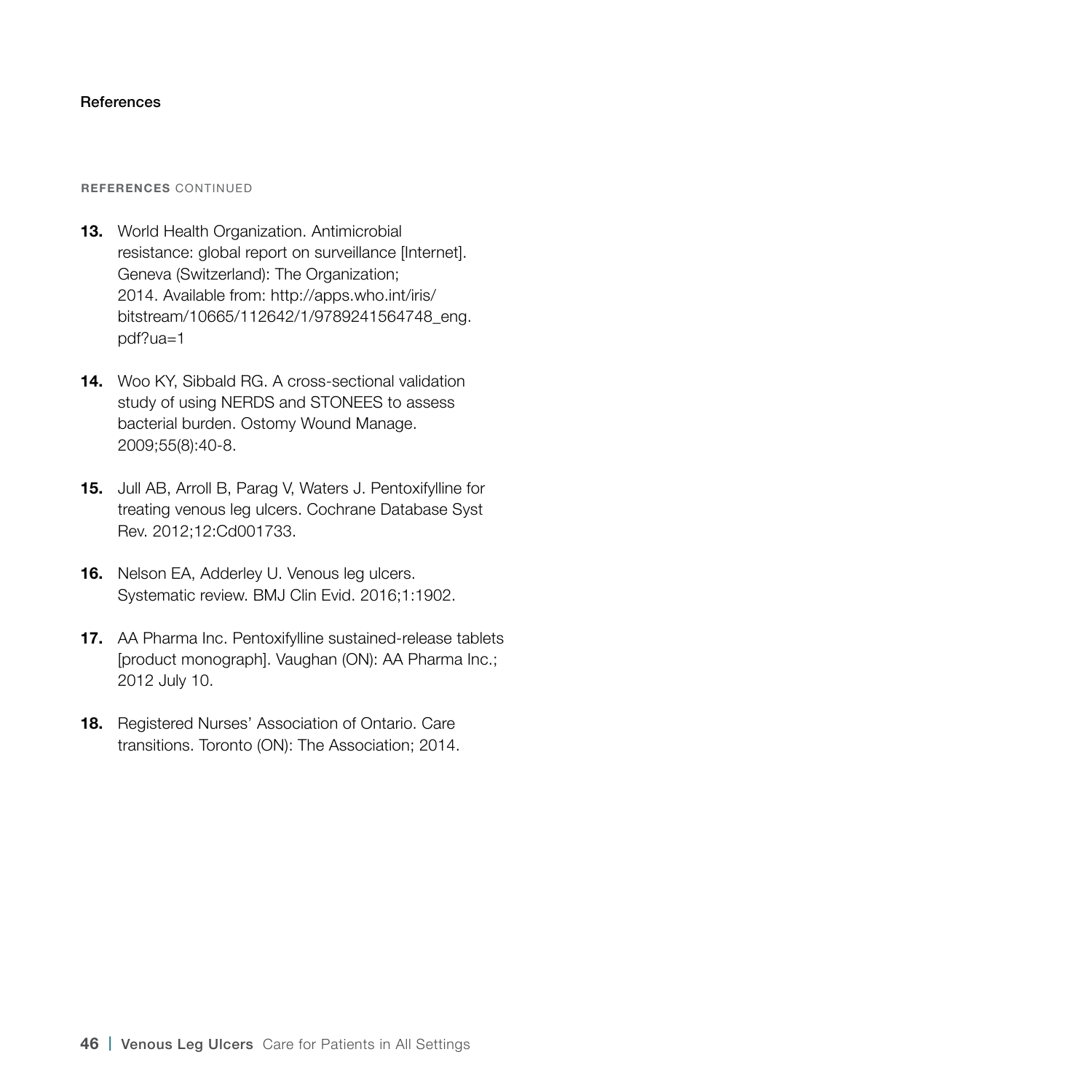**REFERENCES** CONTINUED

13. World Health Organization. Antimicrobial resistance: global report on surveillance [Internet]. Geneva (Switzerland): The Organization; 2014. Available from: http://apps.who.int/iris/bitstream/10665/112642/1/9789241564748_eng.pdf?ua=1

14. Woo KY, Sibbald RG. A cross-sectional validation study of using NERDS and STONEES to assess bacterial burden. Ostomy Wound Manage. 2009;55(8):40-8.

15. Jull AB, Arroll B, Parag V, Waters J. Pentoxifylline for treating venous leg ulcers. Cochrane Database Syst Rev. 2012;12:Cd001733.

16. Nelson EA, Adderley U. Venous leg ulcers. Systematic review. BMJ Clin Evid. 2016;1:1902.

17. AA Pharma Inc. Pentoxifylline sustained-release tablets [product monograph]. Vaughan (ON): AA Pharma Inc.; 2012 July 10.

18. Registered Nurses' Association of Ontario. Care transitions. Toronto (ON): The Association; 2014.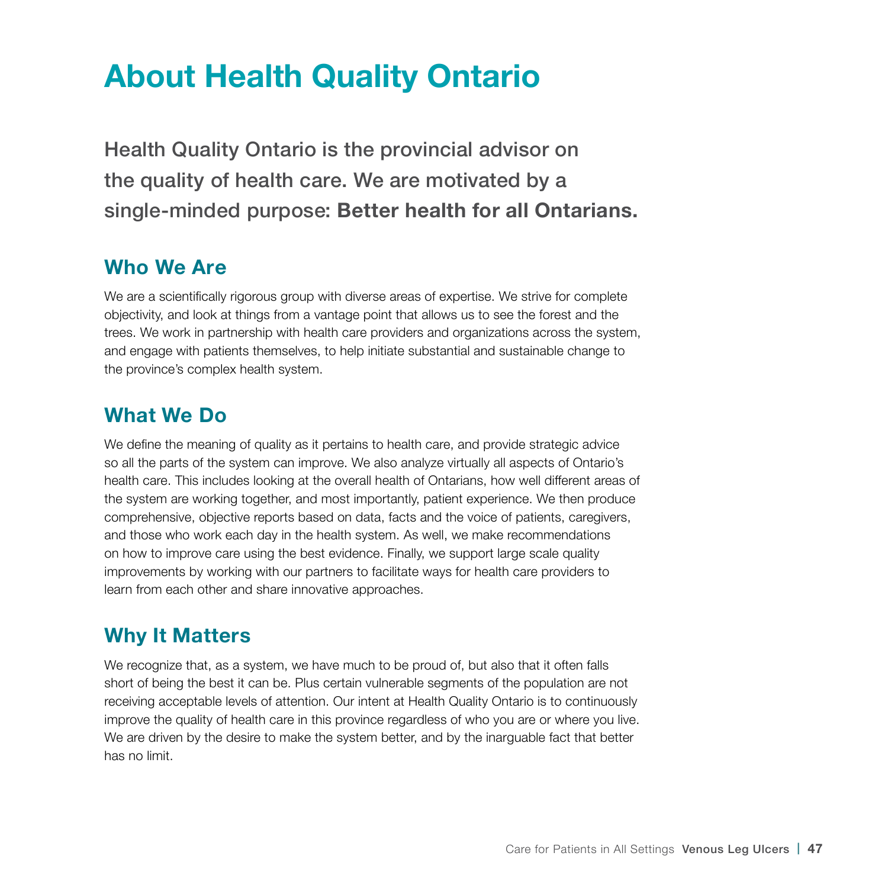# About Health Quality Ontario

Health Quality Ontario is the provincial advisor on the quality of health care. We are motivated by a single-minded purpose: **Better health for all Ontarians.**

## Who We Are

We are a scientifically rigorous group with diverse areas of expertise. We strive for complete objectivity, and look at things from a vantage point that allows us to see the forest and the trees. We work in partnership with health care providers and organizations across the system, and engage with patients themselves, to help initiate substantial and sustainable change to the province's complex health system.

## What We Do

We define the meaning of quality as it pertains to health care, and provide strategic advice so all the parts of the system can improve. We also analyze virtually all aspects of Ontario's health care. This includes looking at the overall health of Ontarians, how well different areas of the system are working together, and most importantly, patient experience. We then produce comprehensive, objective reports based on data, facts and the voice of patients, caregivers, and those who work each day in the health system. As well, we make recommendations on how to improve care using the best evidence. Finally, we support large scale quality improvements by working with our partners to facilitate ways for health care providers to learn from each other and share innovative approaches.

## Why It Matters

We recognize that, as a system, we have much to be proud of, but also that it often falls short of being the best it can be. Plus certain vulnerable segments of the population are not receiving acceptable levels of attention. Our intent at Health Quality Ontario is to continuously improve the quality of health care in this province regardless of who you are or where you live. We are driven by the desire to make the system better, and by the inarguable fact that better has no limit.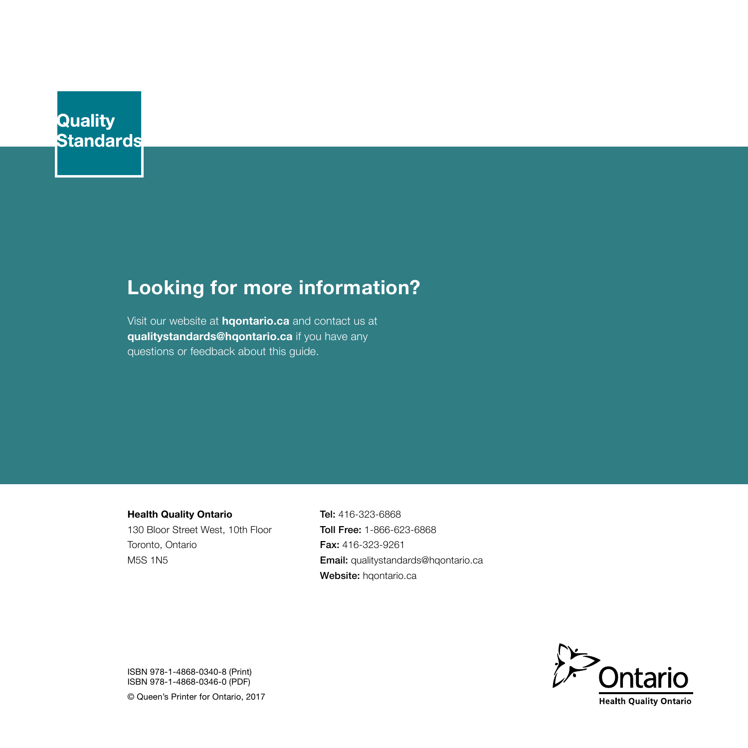Quality Standards

## Looking for more information?

Visit our website at **hqontario.ca** and contact us at **qualitystandards@hqontario.ca** if you have any questions or feedback about this guide.

**Health Quality Ontario**
130 Bloor Street West, 10th Floor
Toronto, Ontario
M5S 1N5

**Tel:** 416-323-6868
**Toll Free:** 1-866-623-6868
**Fax:** 416-323-9261
**Email:** qualitystandards@hqontario.ca
**Website:** hqontario.ca

ISBN 978-1-4868-0340-8 (Print)
ISBN 978-1-4868-0346-0 (PDF)

© Queen's Printer for Ontario, 2017

Ontario
Health Quality Ontario